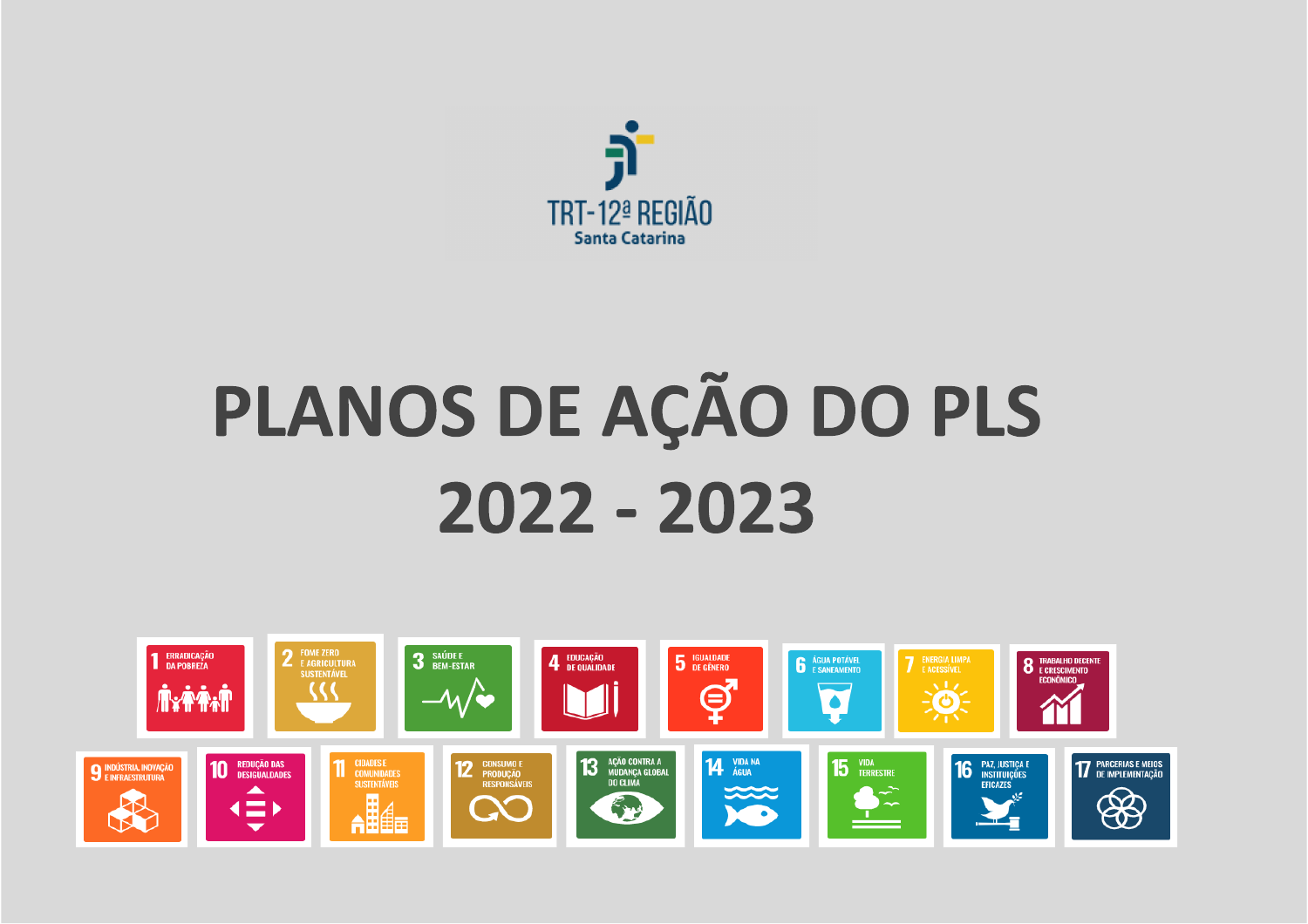TRT-12ª REGIÃO
Santa Catarina

# PLANOS DE AÇÃO DO PLS 2022 - 2023

1 ERRADICAÇÃO DA POBREZA
2 FOME ZERO E AGRICULTURA SUSTENTÁVEL
3 SAÚDE E BEM-ESTAR
4 EDUCAÇÃO DE QUALIDADE
5 IGUALDADE DE GÊNERO
6 ÁGUA POTÁVEL E SANEAMENTO
7 ENERGIA LIMPA E ACESSÍVEL
8 TRABALHO DECENTE E CRESCIMENTO ECONÔMICO
9 INDÚSTRIA, INOVAÇÃO E INFRAESTRUTURA
10 REDUÇÃO DAS DESIGUALDADES
11 CIDADES E COMUNIDADES SUSTENTÁVEIS
12 CONSUMO E PRODUÇÃO RESPONSÁVEIS
13 AÇÃO CONTRA A MUDANÇA GLOBAL DO CLIMA
14 VIDA NA ÁGUA
15 VIDA TERRESTRE
16 PAZ, JUSTIÇA E INSTITUIÇÕES EFICAZES
17 PARCERIAS E MEIOS DE IMPLEMENTAÇÃO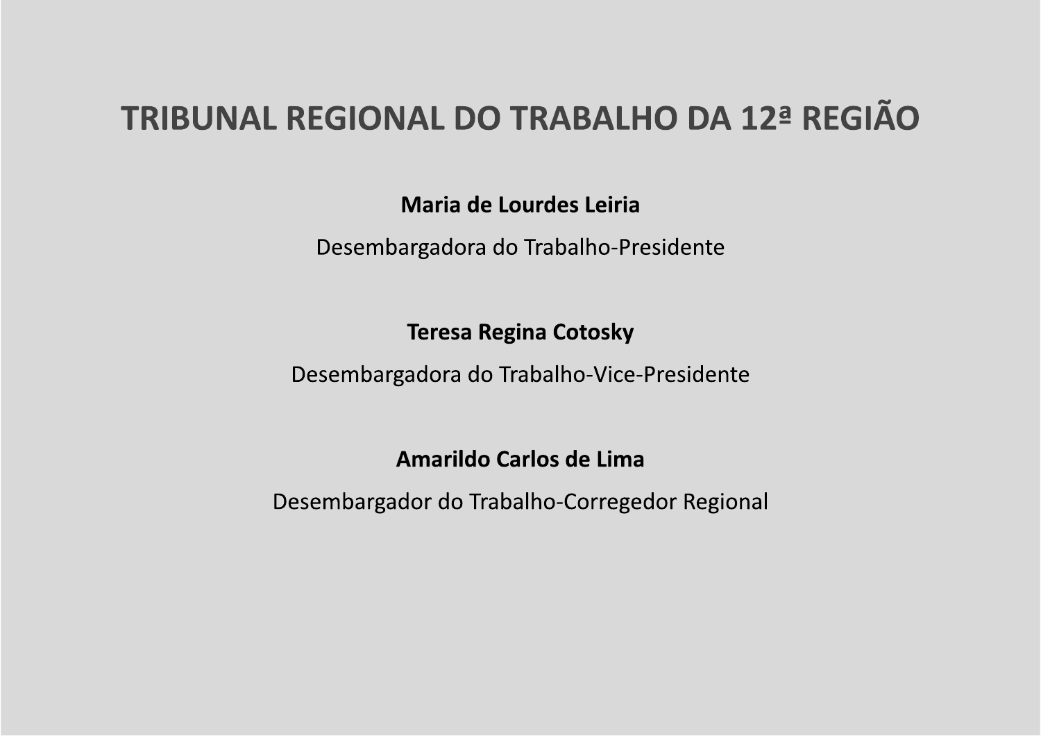# TRIBUNAL REGIONAL DO TRABALHO DA 12ª REGIÃO

**Maria de Lourdes Leiria**

Desembargadora do Trabalho-Presidente

**Teresa Regina Cotosky**

Desembargadora do Trabalho-Vice-Presidente

**Amarildo Carlos de Lima**

Desembargador do Trabalho-Corregedor Regional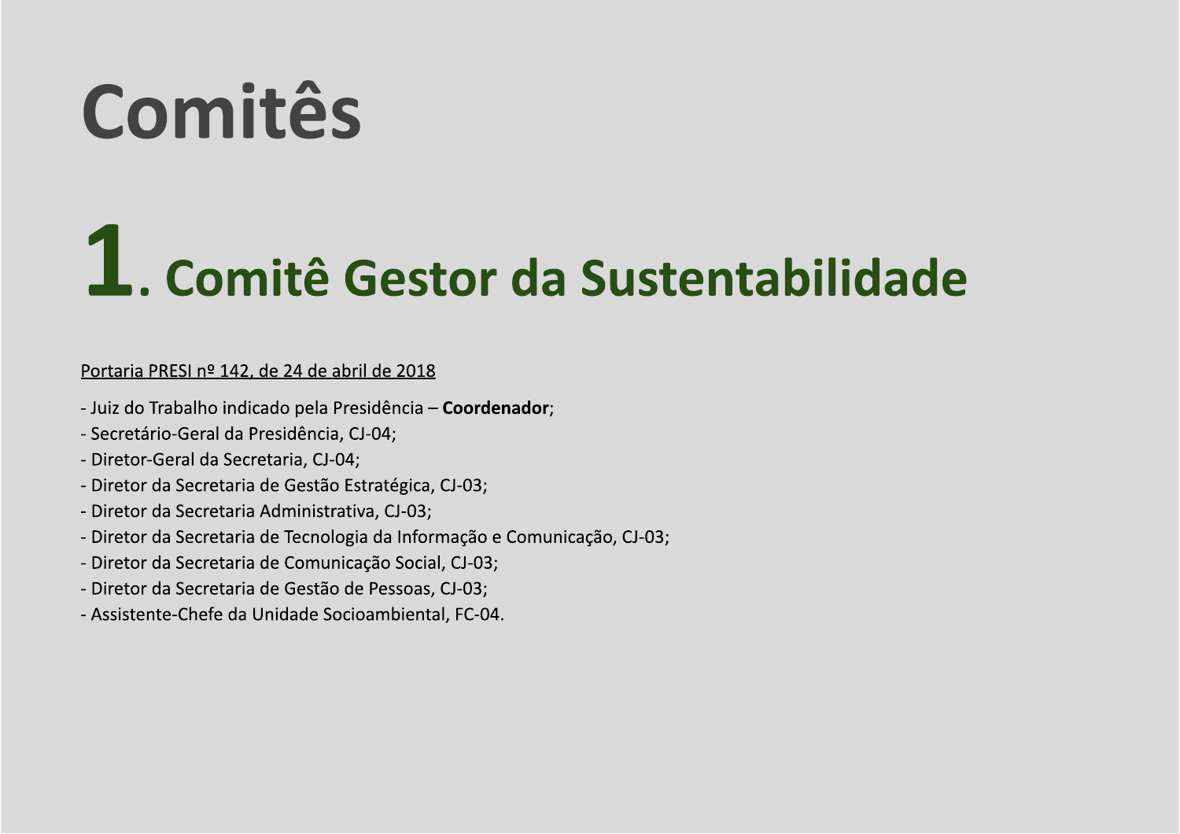# Comitês

## 1. Comitê Gestor da Sustentabilidade

Portaria PRESI nº 142, de 24 de abril de 2018

- Juiz do Trabalho indicado pela Presidência – **Coordenador**;
- Secretário-Geral da Presidência, CJ-04;
- Diretor-Geral da Secretaria, CJ-04;
- Diretor da Secretaria de Gestão Estratégica, CJ-03;
- Diretor da Secretaria Administrativa, CJ-03;
- Diretor da Secretaria de Tecnologia da Informação e Comunicação, CJ-03;
- Diretor da Secretaria de Comunicação Social, CJ-03;
- Diretor da Secretaria de Gestão de Pessoas, CJ-03;
- Assistente-Chefe da Unidade Socioambiental, FC-04.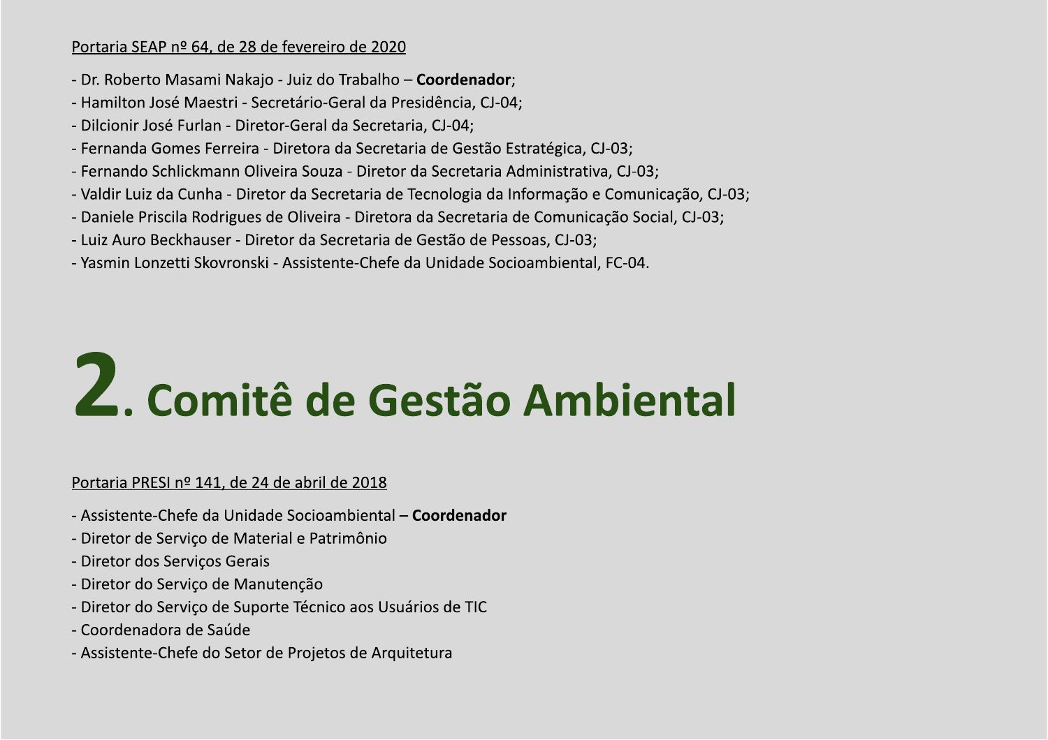Portaria SEAP nº 64, de 28 de fevereiro de 2020

- Dr. Roberto Masami Nakajo - Juiz do Trabalho – **Coordenador**;
- Hamilton José Maestri - Secretário-Geral da Presidência, CJ-04;
- Dilcionir José Furlan - Diretor-Geral da Secretaria, CJ-04;
- Fernanda Gomes Ferreira - Diretora da Secretaria de Gestão Estratégica, CJ-03;
- Fernando Schlickmann Oliveira Souza - Diretor da Secretaria Administrativa, CJ-03;
- Valdir Luiz da Cunha - Diretor da Secretaria de Tecnologia da Informação e Comunicação, CJ-03;
- Daniele Priscila Rodrigues de Oliveira - Diretora da Secretaria de Comunicação Social, CJ-03;
- Luiz Auro Beckhauser - Diretor da Secretaria de Gestão de Pessoas, CJ-03;
- Yasmin Lonzetti Skovronski - Assistente-Chefe da Unidade Socioambiental, FC-04.

# 2. Comitê de Gestão Ambiental

Portaria PRESI nº 141, de 24 de abril de 2018

- Assistente-Chefe da Unidade Socioambiental – **Coordenador**
- Diretor de Serviço de Material e Patrimônio
- Diretor dos Serviços Gerais
- Diretor do Serviço de Manutenção
- Diretor do Serviço de Suporte Técnico aos Usuários de TIC
- Coordenadora de Saúde
- Assistente-Chefe do Setor de Projetos de Arquitetura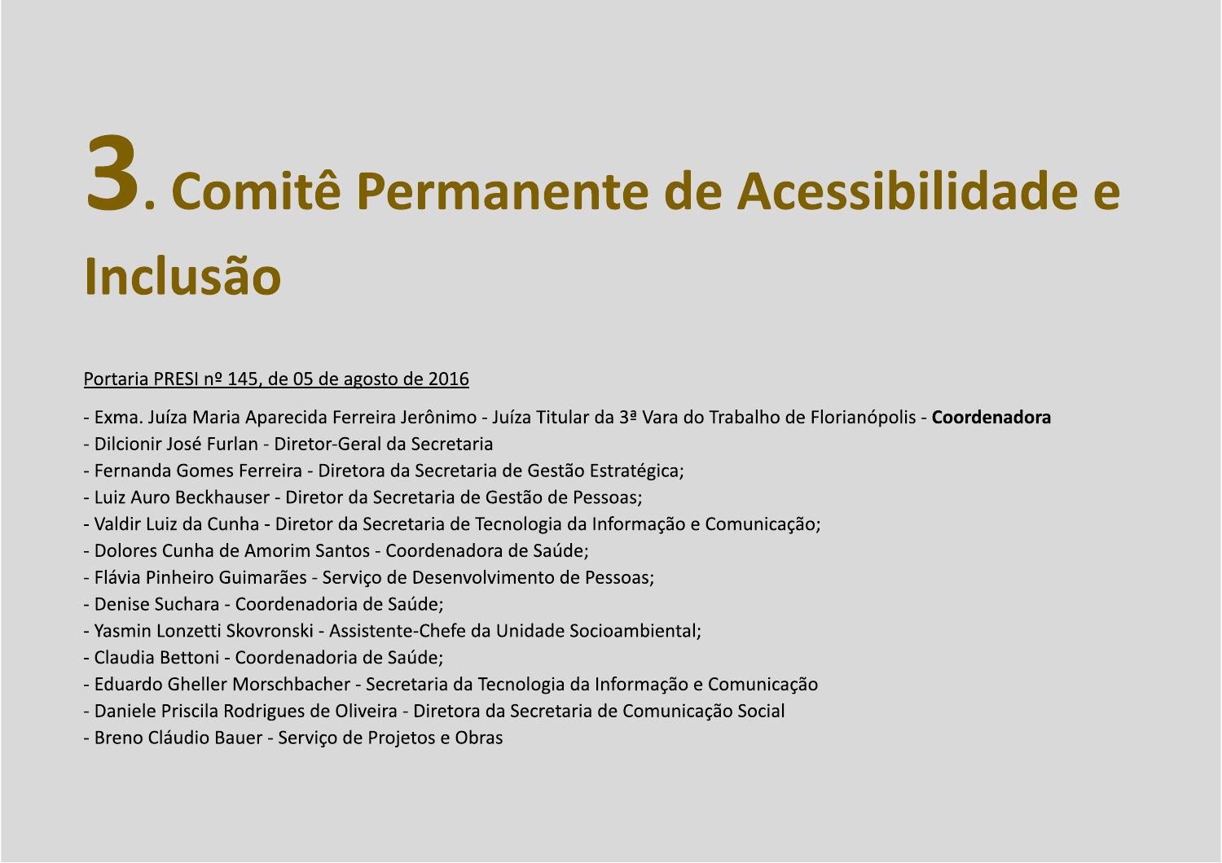# 3. Comitê Permanente de Acessibilidade e Inclusão

<u>Portaria PRESI nº 145, de 05 de agosto de 2016</u>

- Exma. Juíza Maria Aparecida Ferreira Jerônimo - Juíza Titular da 3ª Vara do Trabalho de Florianópolis - **Coordenadora**
- Dilcionir José Furlan - Diretor-Geral da Secretaria
- Fernanda Gomes Ferreira - Diretora da Secretaria de Gestão Estratégica;
- Luiz Auro Beckhauser - Diretor da Secretaria de Gestão de Pessoas;
- Valdir Luiz da Cunha - Diretor da Secretaria de Tecnologia da Informação e Comunicação;
- Dolores Cunha de Amorim Santos - Coordenadora de Saúde;
- Flávia Pinheiro Guimarães - Serviço de Desenvolvimento de Pessoas;
- Denise Suchara - Coordenadoria de Saúde;
- Yasmin Lonzetti Skovronski - Assistente-Chefe da Unidade Socioambiental;
- Claudia Bettoni - Coordenadoria de Saúde;
- Eduardo Gheller Morschbacher - Secretaria da Tecnologia da Informação e Comunicação
- Daniele Priscila Rodrigues de Oliveira - Diretora da Secretaria de Comunicação Social
- Breno Cláudio Bauer - Serviço de Projetos e Obras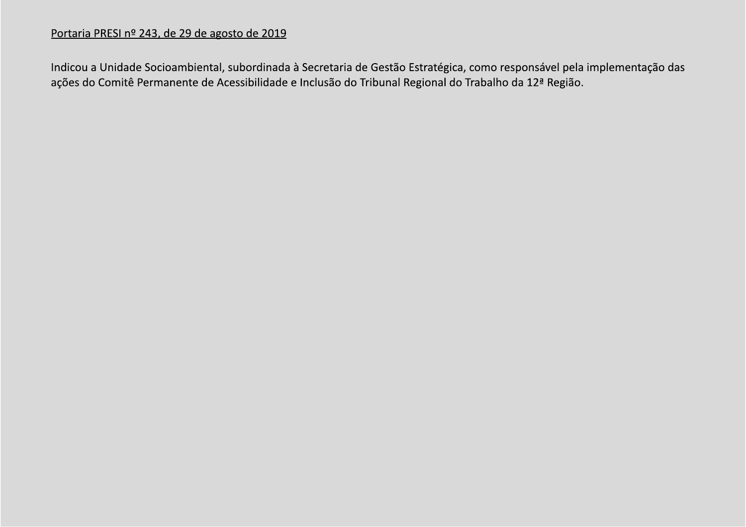Portaria PRESI nº 243, de 29 de agosto de 2019

Indicou a Unidade Socioambiental, subordinada à Secretaria de Gestão Estratégica, como responsável pela implementação das ações do Comitê Permanente de Acessibilidade e Inclusão do Tribunal Regional do Trabalho da 12ª Região.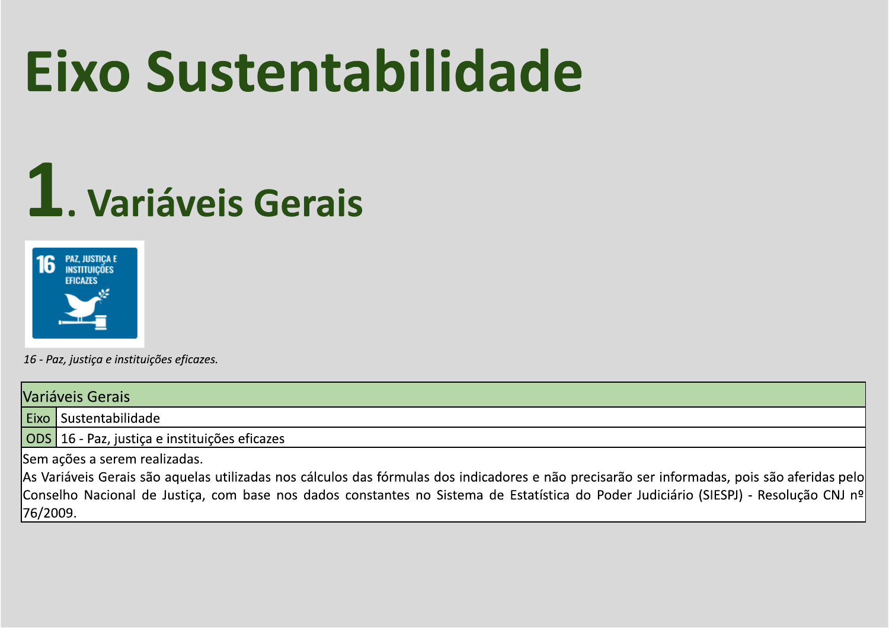# Eixo Sustentabilidade

## 1. Variáveis Gerais

*16 - Paz, justiça e instituições eficazes.*

| Variáveis Gerais | |
|---|---|
| Eixo | Sustentabilidade |
| ODS | 16 - Paz, justiça e instituições eficazes |

Sem ações a serem realizadas.
As Variáveis Gerais são aquelas utilizadas nos cálculos das fórmulas dos indicadores e não precisarão ser informadas, pois são aferidas pelo Conselho Nacional de Justiça, com base nos dados constantes no Sistema de Estatística do Poder Judiciário (SIESPJ) - Resolução CNJ nº 76/2009.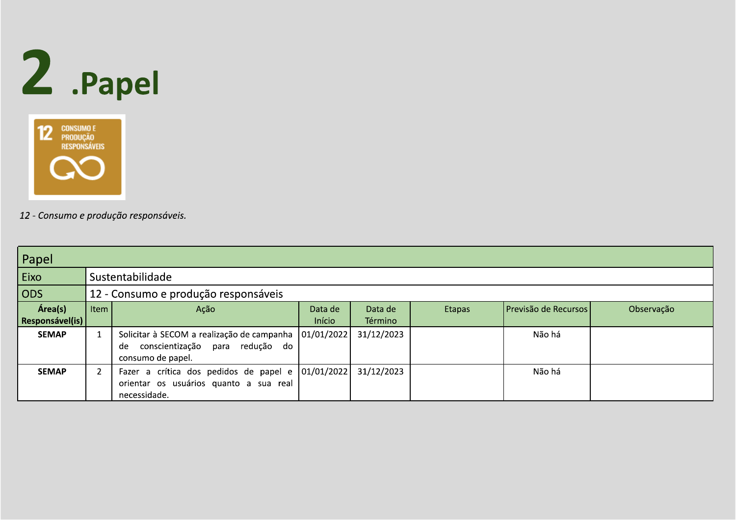# 2 .Papel

*12 - Consumo e produção responsáveis.*

| Papel | | | | | | | |
|---|---|---|---|---|---|---|---|
| Eixo | Sustentabilidade | | | | | | |
| ODS | 12 - Consumo e produção responsáveis | | | | | | |
| **Área(s) Responsável(is)** | Item | Ação | Data de Início | Data de Término | Etapas | Previsão de Recursos | Observação |
| **SEMAP** | 1 | Solicitar à SECOM a realização de campanha de conscientização para redução do consumo de papel. | 01/01/2022 | 31/12/2023 | | Não há | |
| **SEMAP** | 2 | Fazer a crítica dos pedidos de papel e orientar os usuários quanto a sua real necessidade. | 01/01/2022 | 31/12/2023 | | Não há | |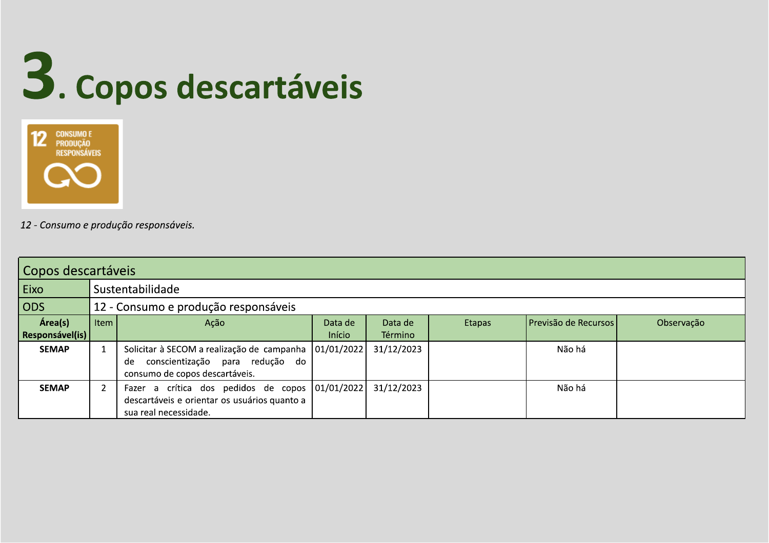# 3. Copos descartáveis

*12 - Consumo e produção responsáveis.*

| Copos descartáveis | | | | | | | |
|---|---|---|---|---|---|---|---|
| Eixo | Sustentabilidade | | | | | | |
| ODS | 12 - Consumo e produção responsáveis | | | | | | |
| **Área(s) Responsável(is)** | Item | Ação | Data de Início | Data de Término | Etapas | Previsão de Recursos | Observação |
| **SEMAP** | 1 | Solicitar à SECOM a realização de campanha de conscientização para redução do consumo de copos descartáveis. | 01/01/2022 | 31/12/2023 | | Não há | |
| **SEMAP** | 2 | Fazer a crítica dos pedidos de copos descartáveis e orientar os usuários quanto a sua real necessidade. | 01/01/2022 | 31/12/2023 | | Não há | |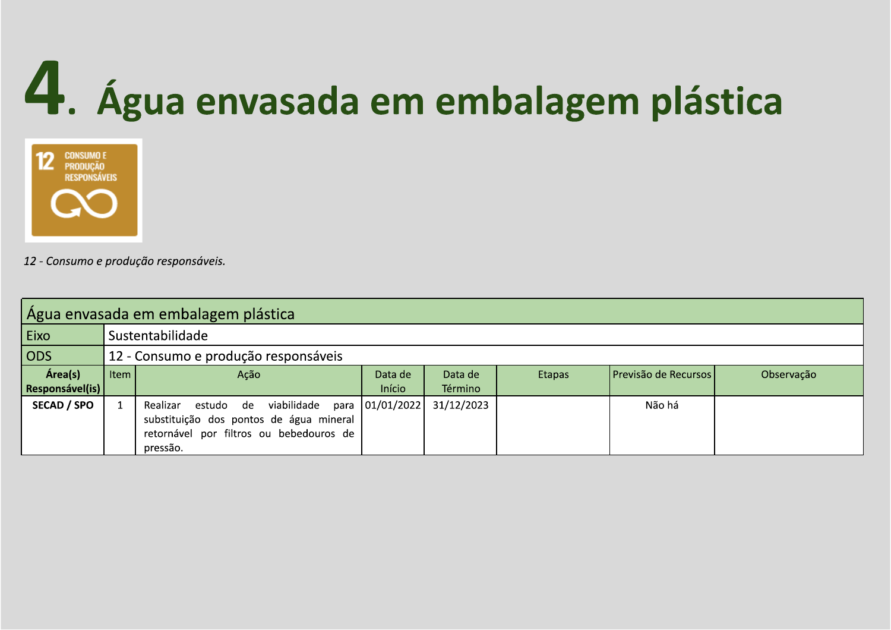# 4. Água envasada em embalagem plástica

*12 - Consumo e produção responsáveis.*

| Água envasada em embalagem plástica | | | | | | | |
|---|---|---|---|---|---|---|---|
| Eixo | Sustentabilidade | | | | | | |
| ODS | 12 - Consumo e produção responsáveis | | | | | | |
| **Área(s) Responsável(is)** | Item | Ação | Data de Início | Data de Término | Etapas | Previsão de Recursos | Observação |
| **SECAD / SPO** | 1 | Realizar estudo de viabilidade para substituição dos pontos de água mineral retornável por filtros ou bebedouros de pressão. | 01/01/2022 | 31/12/2023 | | Não há | |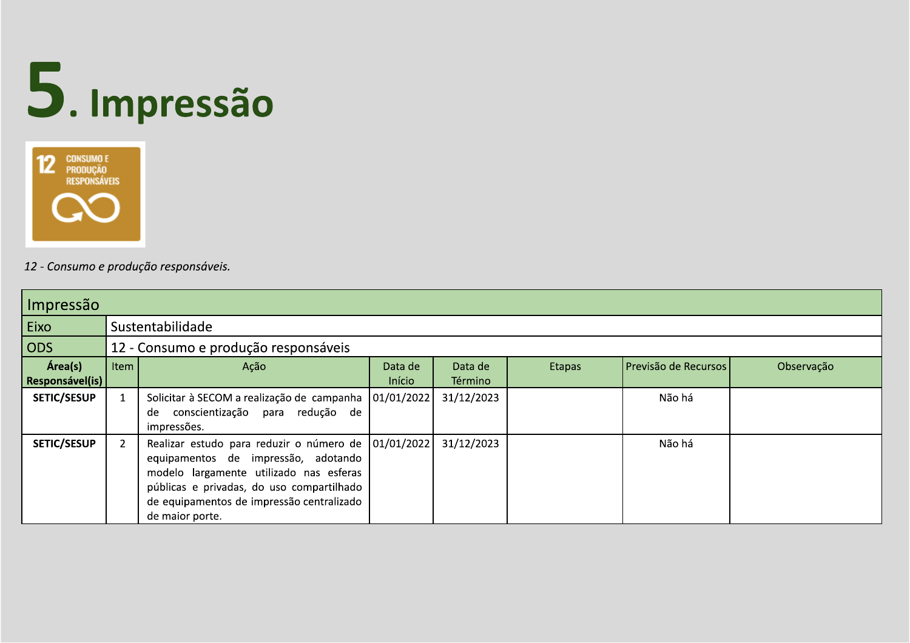# 5. Impressão

*12 - Consumo e produção responsáveis.*

| Impressão | | | | | | | |
|---|---|---|---|---|---|---|---|
| Eixo | Sustentabilidade | | | | | | |
| ODS | 12 - Consumo e produção responsáveis | | | | | | |
| **Área(s) Responsável(is)** | Item | Ação | Data de Início | Data de Término | Etapas | Previsão de Recursos | Observação |
| **SETIC/SESUP** | 1 | Solicitar à SECOM a realização de campanha de conscientização para redução de impressões. | 01/01/2022 | 31/12/2023 | | Não há | |
| **SETIC/SESUP** | 2 | Realizar estudo para reduzir o número de equipamentos de impressão, adotando modelo largamente utilizado nas esferas públicas e privadas, do uso compartilhado de equipamentos de impressão centralizado de maior porte. | 01/01/2022 | 31/12/2023 | | Não há | |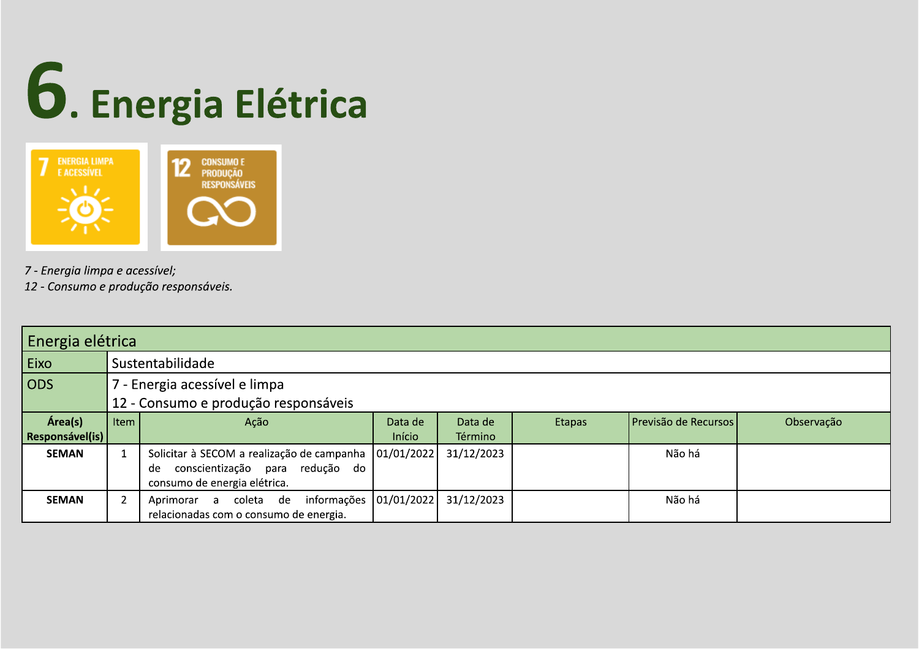# 6. Energia Elétrica

*7 - Energia limpa e acessível;*
*12 - Consumo e produção responsáveis.*

| Energia elétrica | | | | | | | | |
|---|---|---|---|---|---|---|---|---|
| Eixo | Sustentabilidade | | | | | | | |
| ODS | 7 - Energia acessível e limpa<br>12 - Consumo e produção responsáveis | | | | | | | |
| **Área(s) Responsável(is)** | Item | Ação | Data de Início | Data de Término | Etapas | Previsão de Recursos | Observação |
| **SEMAN** | 1 | Solicitar à SECOM a realização de campanha de conscientização para redução do consumo de energia elétrica. | 01/01/2022 | 31/12/2023 | | Não há | |
| **SEMAN** | 2 | Aprimorar a coleta de informações relacionadas com o consumo de energia. | 01/01/2022 | 31/12/2023 | | Não há | |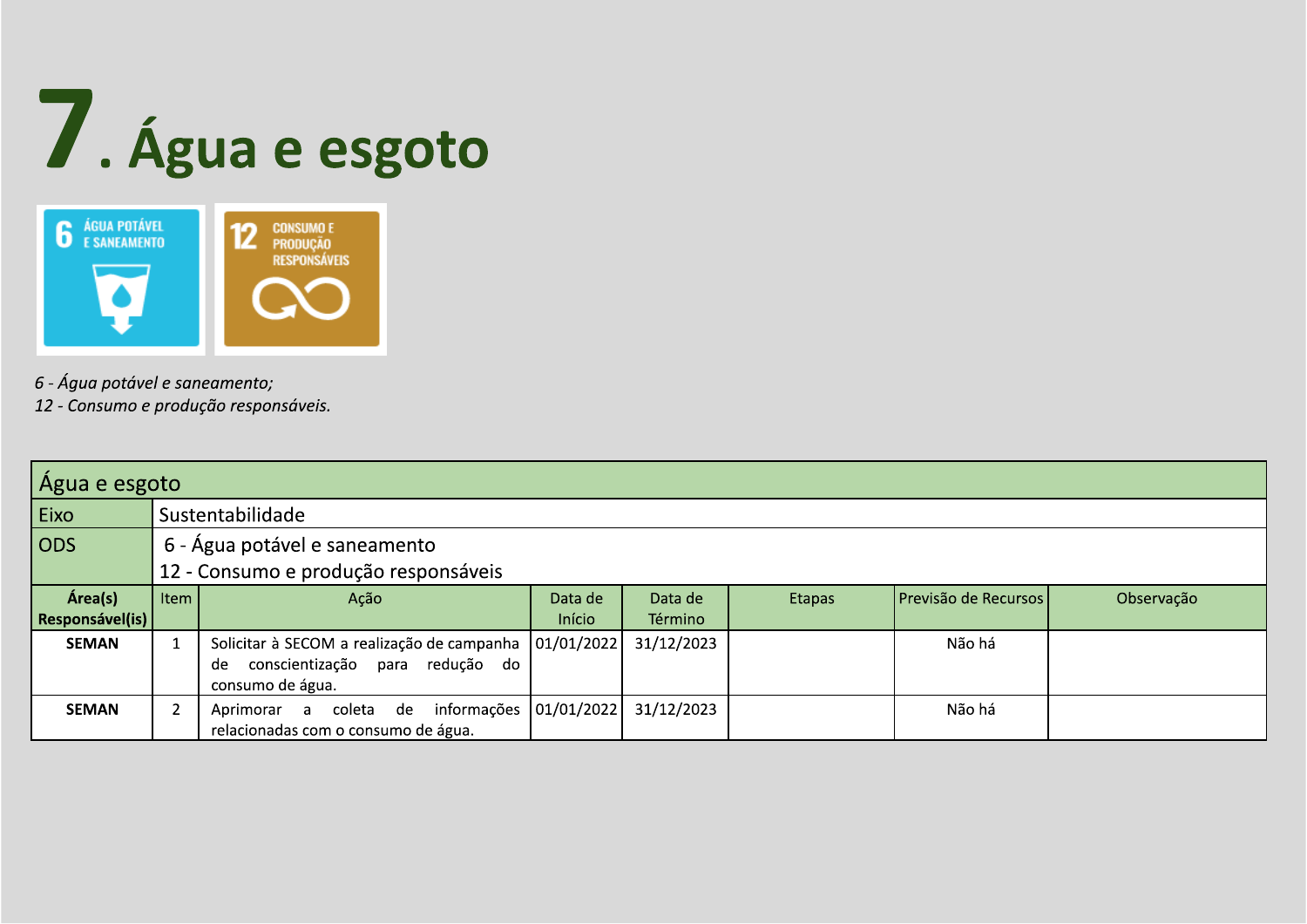# 7. Água e esgoto

*6 - Água potável e saneamento;*
*12 - Consumo e produção responsáveis.*

| Água e esgoto | | | | | | | |
|---|---|---|---|---|---|---|---|
| Eixo | Sustentabilidade | | | | | | |
| ODS | 6 - Água potável e saneamento<br>12 - Consumo e produção responsáveis | | | | | | |
| **Área(s) Responsável(is)** | Item | Ação | Data de Início | Data de Término | Etapas | Previsão de Recursos | Observação |
| **SEMAN** | 1 | Solicitar à SECOM a realização de campanha de conscientização para redução do consumo de água. | 01/01/2022 | 31/12/2023 | | Não há | |
| **SEMAN** | 2 | Aprimorar a coleta de informações relacionadas com o consumo de água. | 01/01/2022 | 31/12/2023 | | Não há | |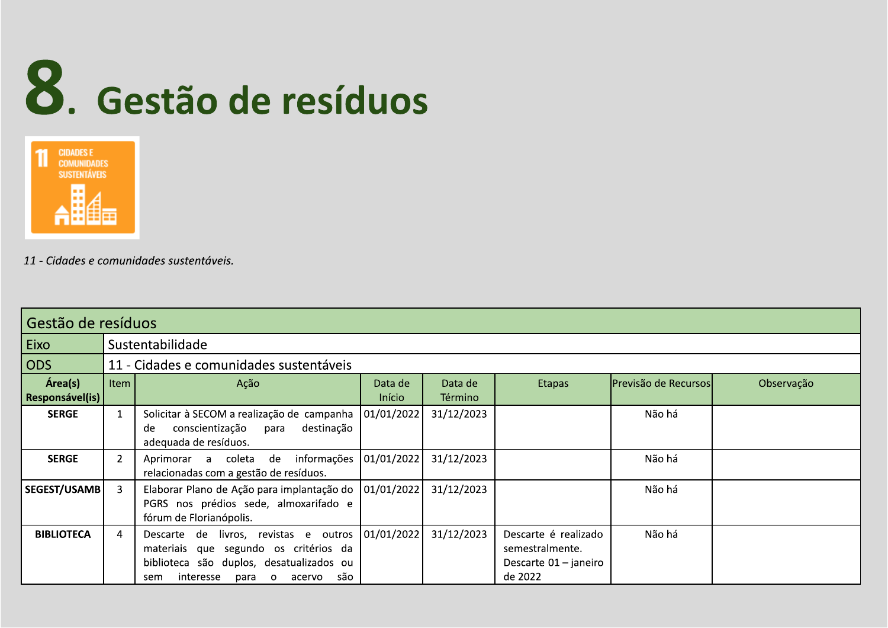# 8. Gestão de resíduos

*11 - Cidades e comunidades sustentáveis.*

| Gestão de resíduos | | | | | | | |
|---|---|---|---|---|---|---|---|
| Eixo | Sustentabilidade | | | | | | |
| ODS | 11 - Cidades e comunidades sustentáveis | | | | | | |
| **Área(s) Responsável(is)** | Item | Ação | Data de Início | Data de Término | Etapas | Previsão de Recursos | Observação |
| **SERGE** | 1 | Solicitar à SECOM a realização de campanha de conscientização para destinação adequada de resíduos. | 01/01/2022 | 31/12/2023 | | Não há | |
| **SERGE** | 2 | Aprimorar a coleta de informações relacionadas com a gestão de resíduos. | 01/01/2022 | 31/12/2023 | | Não há | |
| **SEGEST/USAMB** | 3 | Elaborar Plano de Ação para implantação do PGRS nos prédios sede, almoxarifado e fórum de Florianópolis. | 01/01/2022 | 31/12/2023 | | Não há | |
| **BIBLIOTECA** | 4 | Descarte de livros, revistas e outros materiais que segundo os critérios da biblioteca são duplos, desatualizados ou sem interesse para o acervo são | 01/01/2022 | 31/12/2023 | Descarte é realizado semestralmente. Descarte 01 – janeiro de 2022 | Não há | |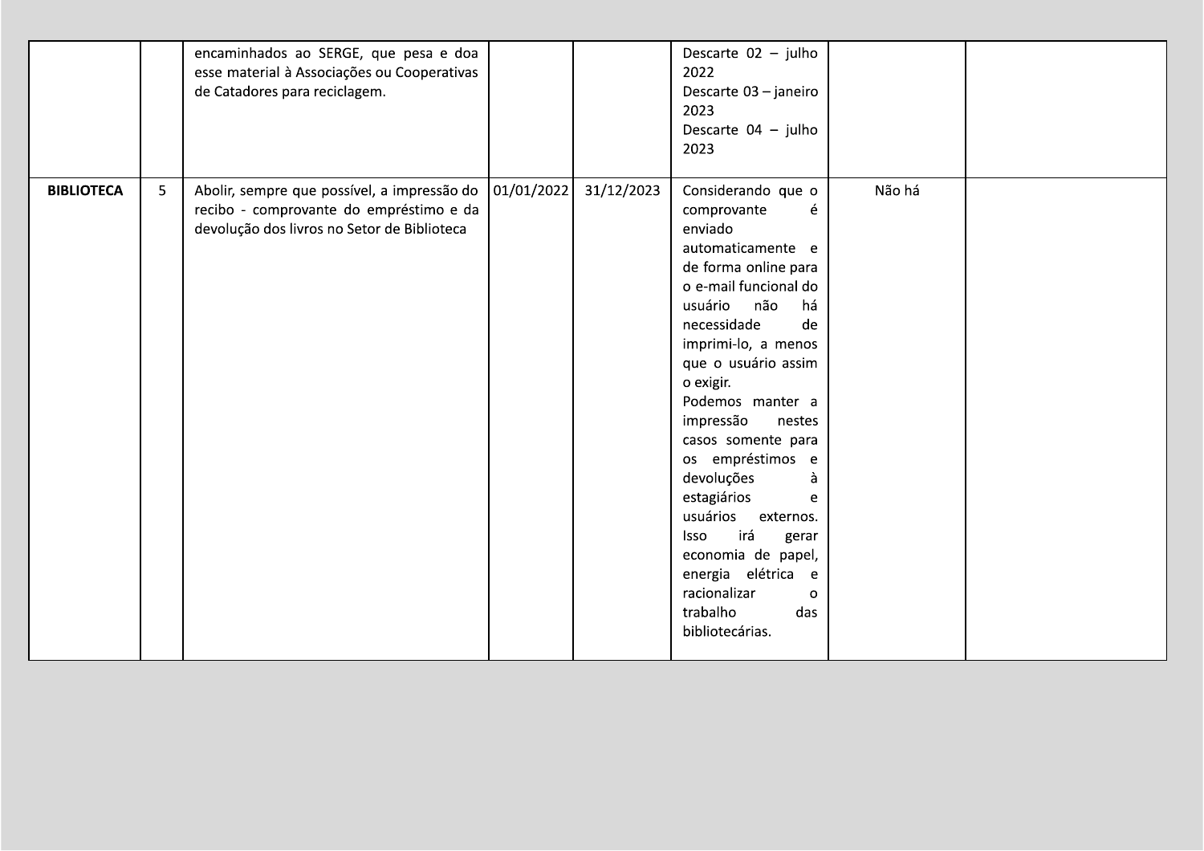| | | | | | | | |
|---|---|---|---|---|---|---|---|
| | | encaminhados ao SERGE, que pesa e doa esse material à Associações ou Cooperativas de Catadores para reciclagem. | | | Descarte 02 – julho 2022<br>Descarte 03 – janeiro 2023<br>Descarte 04 – julho 2023 | | |
| **BIBLIOTECA** | 5 | Abolir, sempre que possível, a impressão do recibo - comprovante do empréstimo e da devolução dos livros no Setor de Biblioteca | 01/01/2022 | 31/12/2023 | Considerando que o comprovante é enviado automaticamente e de forma online para o e-mail funcional do usuário não há necessidade de imprimi-lo, a menos que o usuário assim o exigir.<br>Podemos manter a impressão nestes casos somente para os empréstimos e devoluções à estagiários e usuários externos. Isso irá gerar economia de papel, energia elétrica e racionalizar o trabalho das bibliotecárias. | Não há | |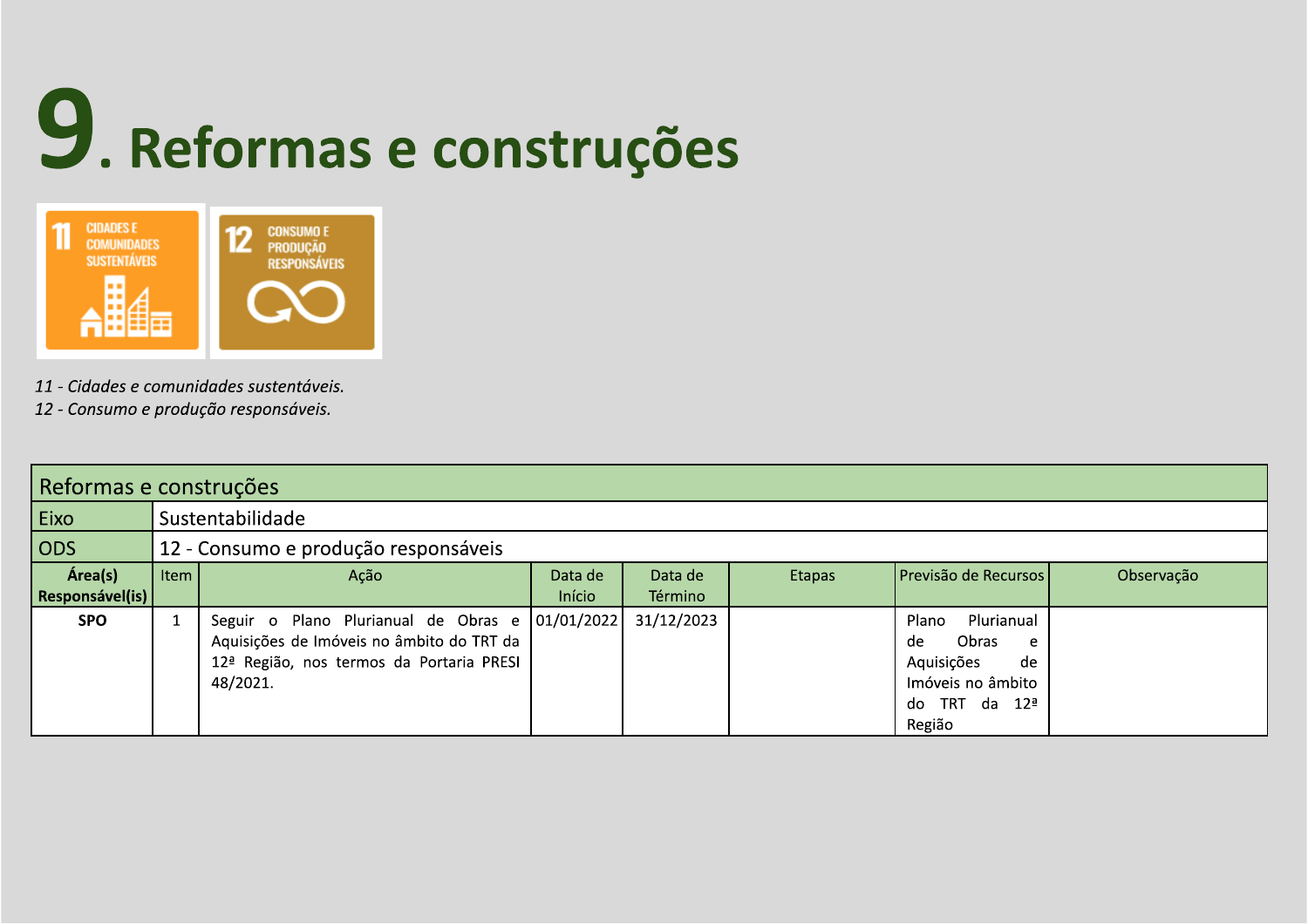# 9. Reformas e construções

*11 - Cidades e comunidades sustentáveis.*
*12 - Consumo e produção responsáveis.*

| Reformas e construções | | | | | | | |
|---|---|---|---|---|---|---|---|
| Eixo | Sustentabilidade | | | | | | |
| ODS | 12 - Consumo e produção responsáveis | | | | | | |
| **Área(s) Responsável(is)** | Item | Ação | Data de Início | Data de Término | Etapas | Previsão de Recursos | Observação |
| **SPO** | 1 | Seguir o Plano Plurianual de Obras e Aquisições de Imóveis no âmbito do TRT da 12ª Região, nos termos da Portaria PRESI 48/2021. | 01/01/2022 | 31/12/2023 | | Plano Plurianual de Obras e Aquisições de Imóveis no âmbito do TRT da 12ª Região | |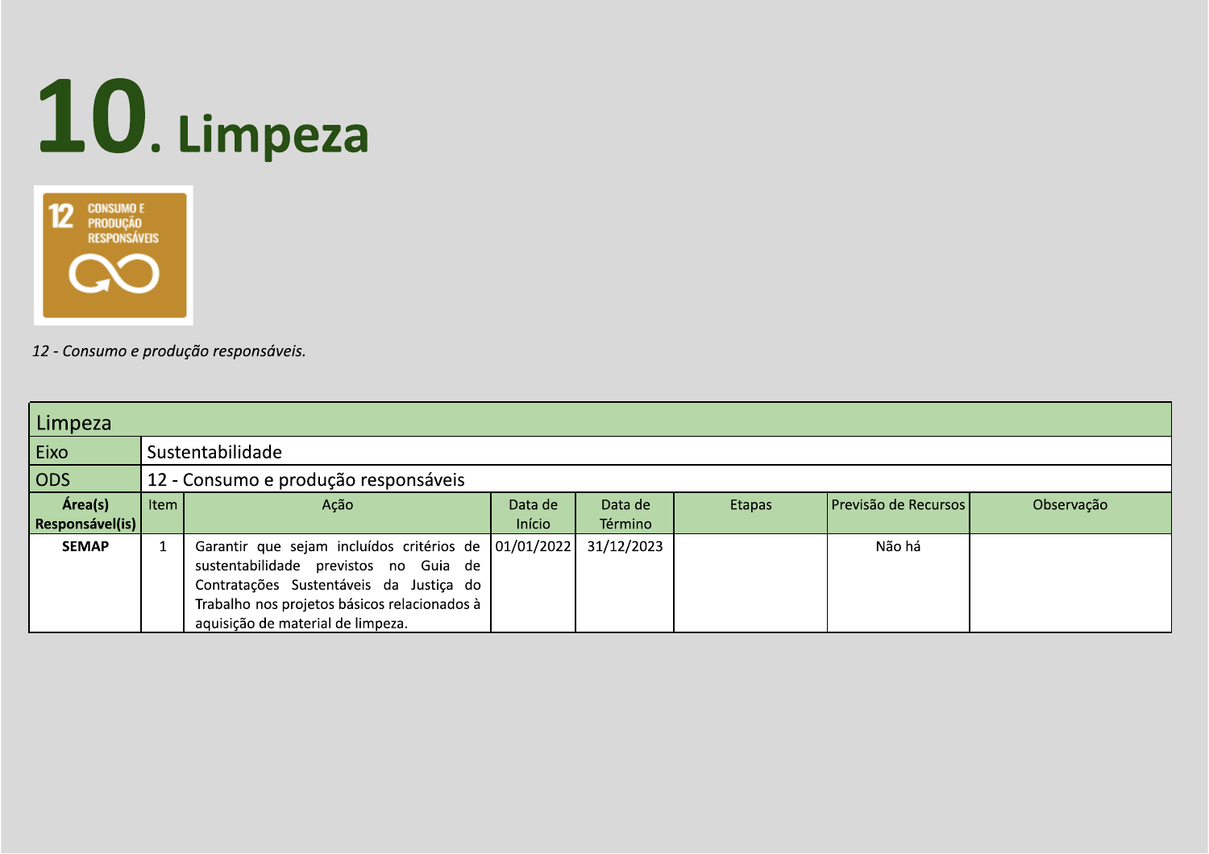# 10. Limpeza

*12 - Consumo e produção responsáveis.*

| Limpeza | | | | | | | |
|---|---|---|---|---|---|---|---|
| Eixo | Sustentabilidade | | | | | | |
| ODS | 12 - Consumo e produção responsáveis | | | | | | |
| **Área(s) Responsável(is)** | Item | Ação | Data de Início | Data de Término | Etapas | Previsão de Recursos | Observação |
| **SEMAP** | 1 | Garantir que sejam incluídos critérios de sustentabilidade previstos no Guia de Contratações Sustentáveis da Justiça do Trabalho nos projetos básicos relacionados à aquisição de material de limpeza. | 01/01/2022 | 31/12/2023 | | Não há | |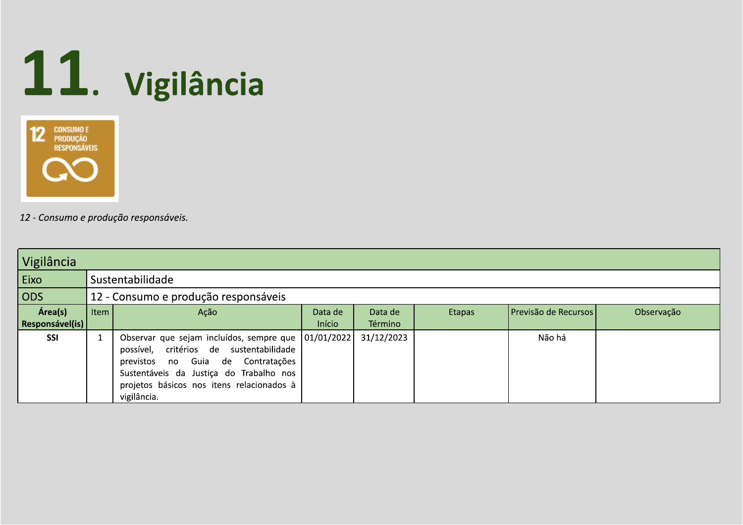# 11. Vigilância

12 - Consumo e produção responsáveis.

| Vigilância | | | | | | | |
|---|---|---|---|---|---|---|---|
| Eixo | Sustentabilidade | | | | | | |
| ODS | 12 - Consumo e produção responsáveis | | | | | | |
| **Área(s) Responsável(is)** | Item | Ação | Data de Início | Data de Término | Etapas | Previsão de Recursos | Observação |
| **SSI** | 1 | Observar que sejam incluídos, sempre que possível, critérios de sustentabilidade previstos no Guia de Contratações Sustentáveis da Justiça do Trabalho nos projetos básicos nos itens relacionados à vigilância. | 01/01/2022 | 31/12/2023 | | Não há | |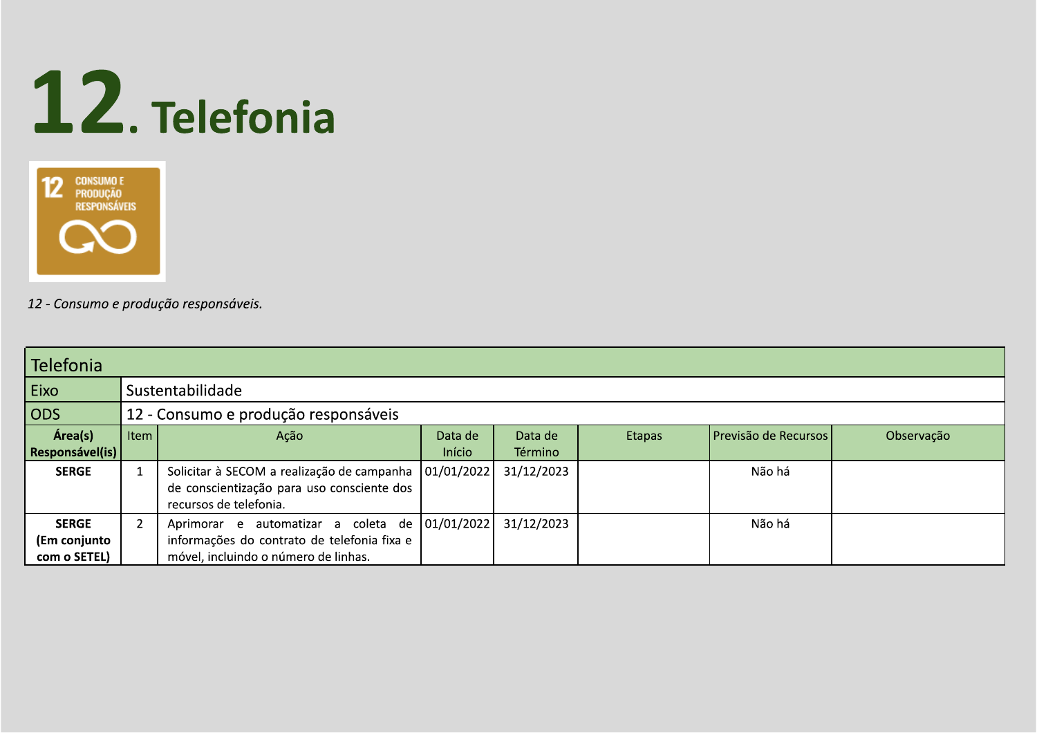# 12. Telefonia

*12 - Consumo e produção responsáveis.*

| Telefonia | | | | | | | |
|---|---|---|---|---|---|---|---|
| Eixo | Sustentabilidade | | | | | | |
| ODS | 12 - Consumo e produção responsáveis | | | | | | |
| **Área(s) Responsável(is)** | Item | Ação | Data de Início | Data de Término | Etapas | Previsão de Recursos | Observação |
| **SERGE** | 1 | Solicitar à SECOM a realização de campanha de conscientização para uso consciente dos recursos de telefonia. | 01/01/2022 | 31/12/2023 | | Não há | |
| **SERGE (Em conjunto com o SETEL)** | 2 | Aprimorar e automatizar a coleta de informações do contrato de telefonia fixa e móvel, incluindo o número de linhas. | 01/01/2022 | 31/12/2023 | | Não há | |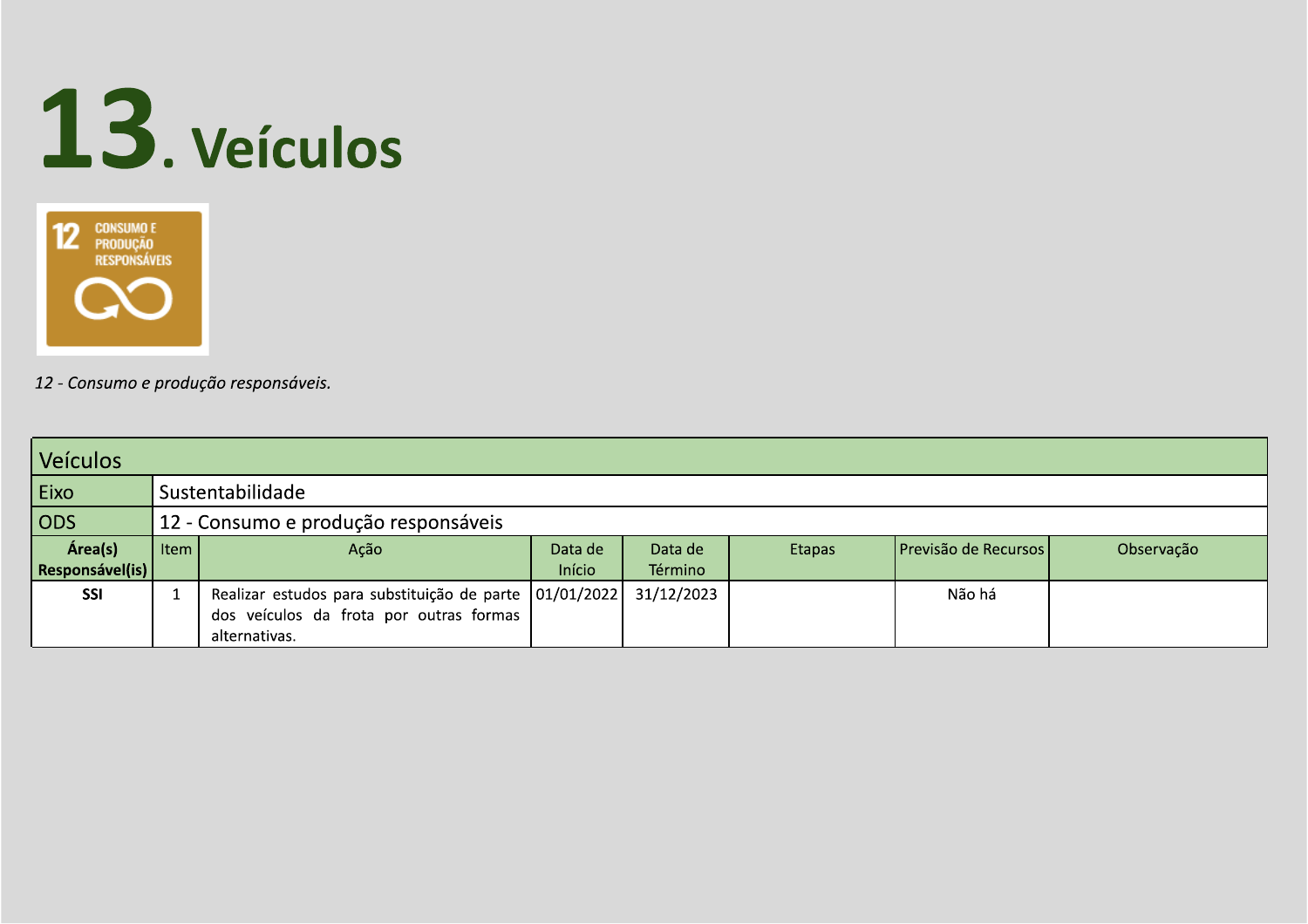# 13. Veículos

*12 - Consumo e produção responsáveis.*

| Veículos | | | | | | | |
|---|---|---|---|---|---|---|---|
| Eixo | Sustentabilidade | | | | | | |
| ODS | 12 - Consumo e produção responsáveis | | | | | | |
| **Área(s) Responsável(is)** | Item | Ação | Data de Início | Data de Término | Etapas | Previsão de Recursos | Observação |
| **SSI** | 1 | Realizar estudos para substituição de parte dos veículos da frota por outras formas alternativas. | 01/01/2022 | 31/12/2023 | | Não há | |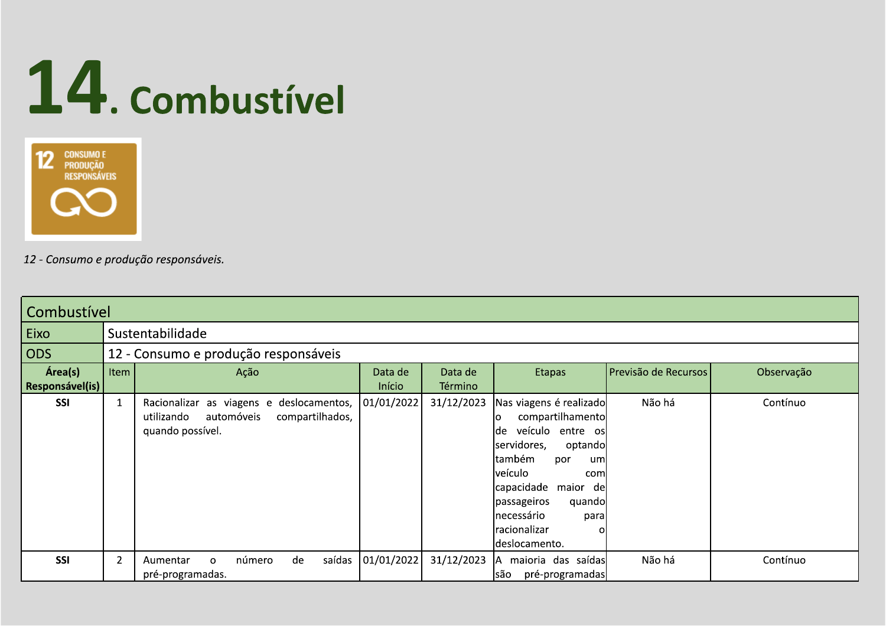# 14. Combustível

12 - Consumo e produção responsáveis.

| Combustível | | | | | | | |
|---|---|---|---|---|---|---|---|
| Eixo | Sustentabilidade | | | | | | |
| ODS | 12 - Consumo e produção responsáveis | | | | | | |
| **Área(s) Responsável(is)** | Item | Ação | Data de Início | Data de Término | Etapas | Previsão de Recursos | Observação |
| **SSI** | 1 | Racionalizar as viagens e deslocamentos, utilizando automóveis compartilhados, quando possível. | 01/01/2022 | 31/12/2023 | Nas viagens é realizado o compartilhamento de veículo entre os servidores, optando também por um veículo com capacidade maior de passageiros quando necessário para racionalizar o deslocamento. | Não há | Contínuo |
| **SSI** | 2 | Aumentar o número de saídas pré-programadas. | 01/01/2022 | 31/12/2023 | A maioria das saídas são pré-programadas | Não há | Contínuo |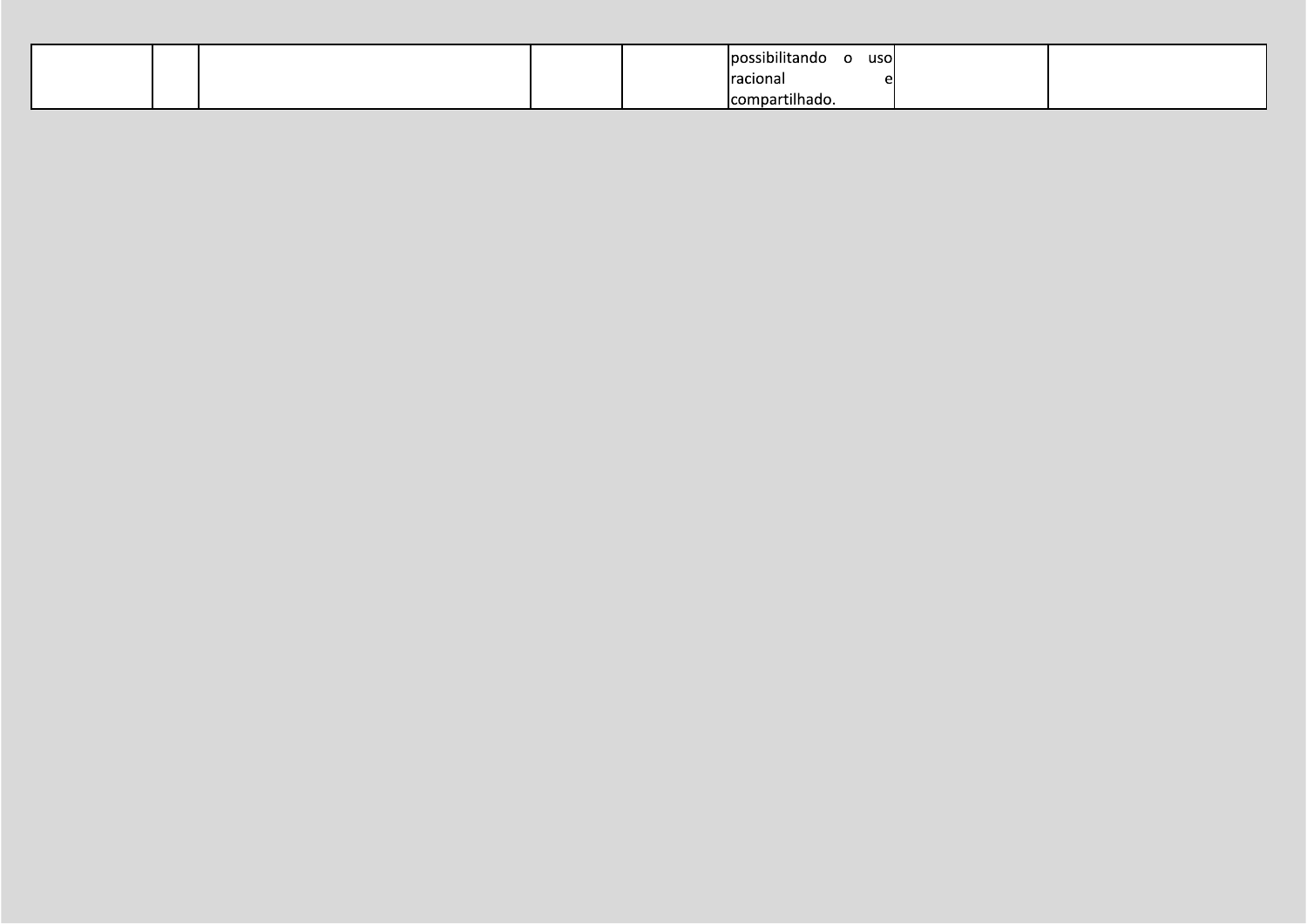| | | | | | | | |
|---|---|---|---|---|---|---|---|
| | | | | | possibilitando o uso racional e compartilhado. | | |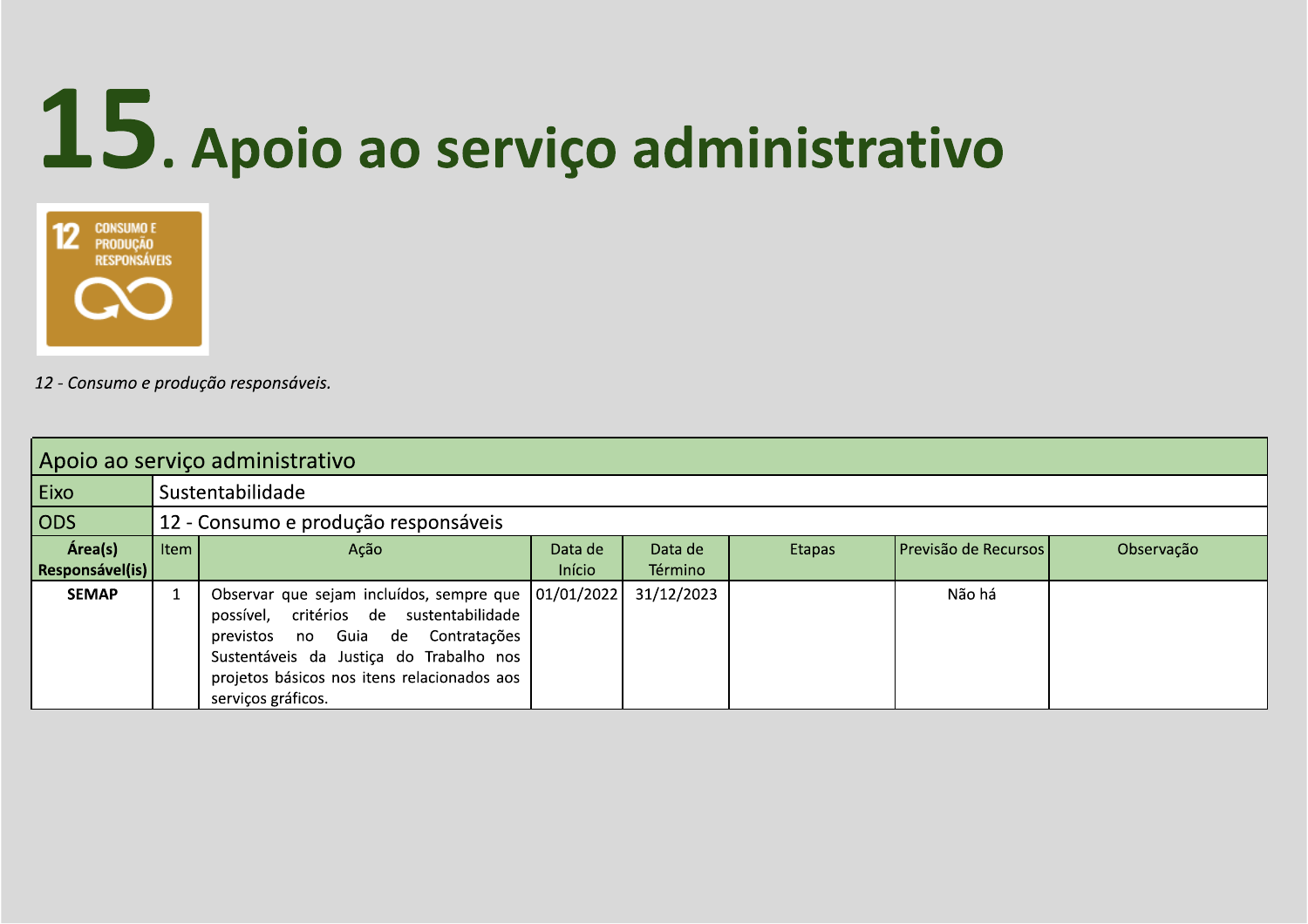# 15. Apoio ao serviço administrativo

*12 - Consumo e produção responsáveis.*

| Apoio ao serviço administrativo | | | | | | | |
|---|---|---|---|---|---|---|---|
| Eixo | Sustentabilidade | | | | | | |
| ODS | 12 - Consumo e produção responsáveis | | | | | | |
| **Área(s) Responsável(is)** | Item | Ação | Data de Início | Data de Término | Etapas | Previsão de Recursos | Observação |
| **SEMAP** | 1 | Observar que sejam incluídos, sempre que possível, critérios de sustentabilidade previstos no Guia de Contratações Sustentáveis da Justiça do Trabalho nos projetos básicos nos itens relacionados aos serviços gráficos. | 01/01/2022 | 31/12/2023 | | Não há | |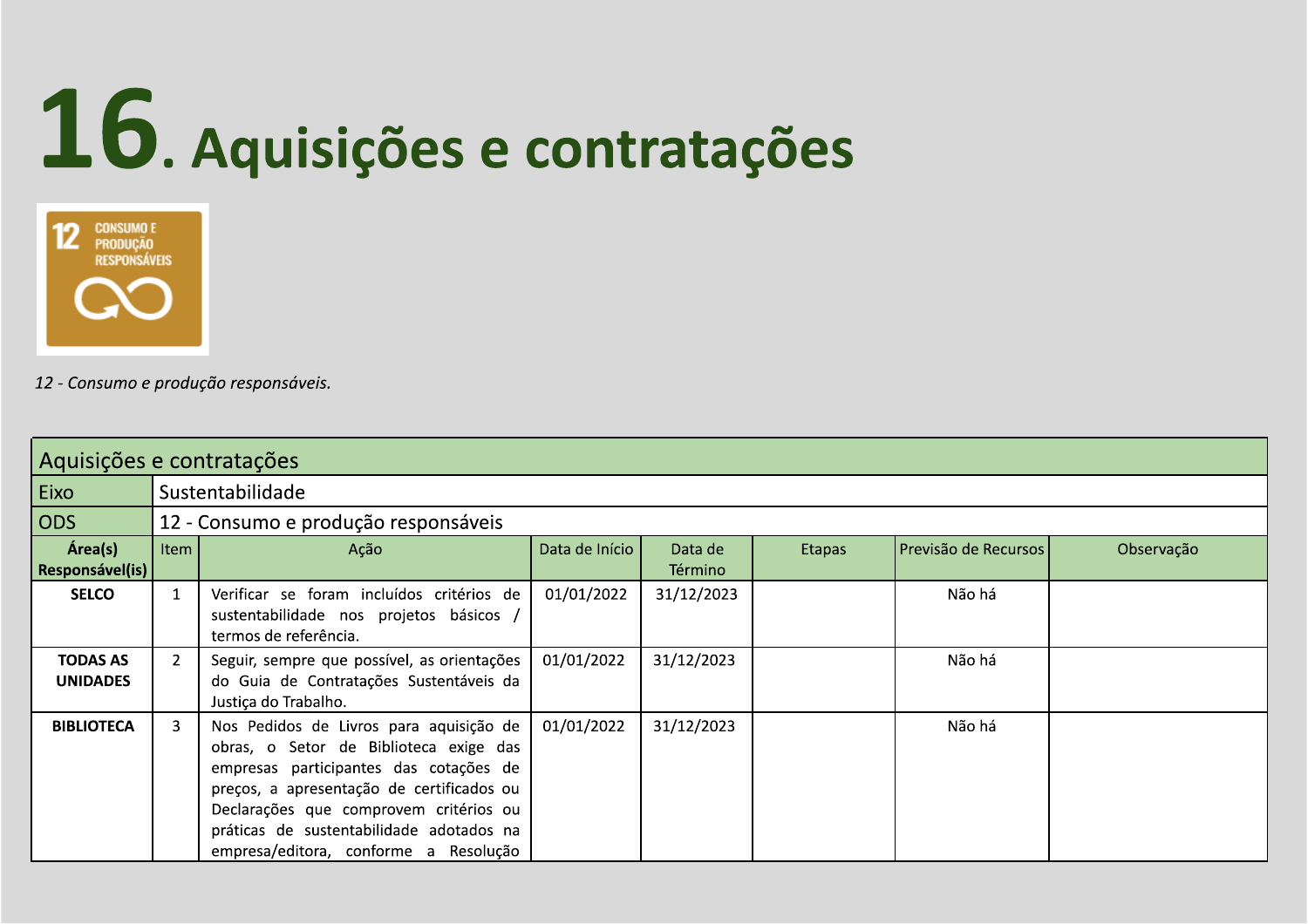# 16. Aquisições e contratações

*12 - Consumo e produção responsáveis.*

| Aquisições e contratações | | | | | | | |
|---|---|---|---|---|---|---|---|
| Eixo | Sustentabilidade | | | | | | |
| ODS | 12 - Consumo e produção responsáveis | | | | | | |
| **Área(s) Responsável(is)** | Item | Ação | Data de Início | Data de Término | Etapas | Previsão de Recursos | Observação |
| **SELCO** | 1 | Verificar se foram incluídos critérios de sustentabilidade nos projetos básicos / termos de referência. | 01/01/2022 | 31/12/2023 | | Não há | |
| **TODAS AS UNIDADES** | 2 | Seguir, sempre que possível, as orientações do Guia de Contratações Sustentáveis da Justiça do Trabalho. | 01/01/2022 | 31/12/2023 | | Não há | |
| **BIBLIOTECA** | 3 | Nos Pedidos de Livros para aquisição de obras, o Setor de Biblioteca exige das empresas participantes das cotações de preços, a apresentação de certificados ou Declarações que comprovem critérios ou práticas de sustentabilidade adotados na empresa/editora, conforme a Resolução | 01/01/2022 | 31/12/2023 | | Não há | |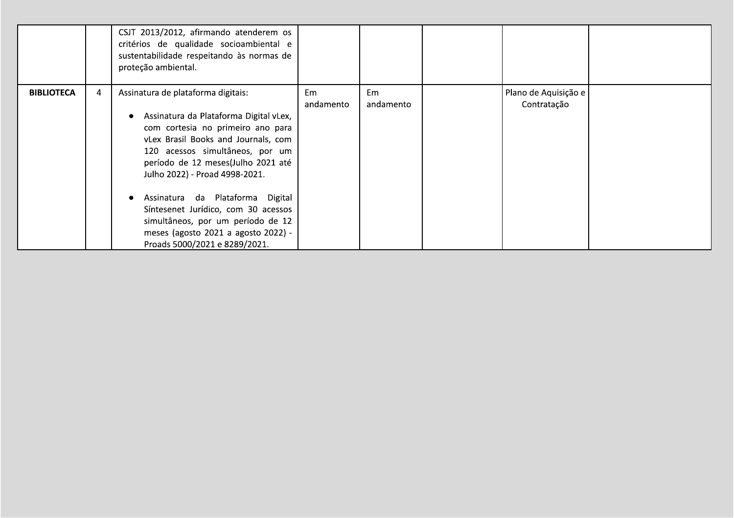| | | | | | | | |
|---|---|---|---|---|---|---|---|
| | | CSJT 2013/2012, afirmando atenderem os critérios de qualidade socioambiental e sustentabilidade respeitando às normas de proteção ambiental. | | | | | |
| **BIBLIOTECA** | 4 | Assinatura de plataforma digitais:<br><br>● Assinatura da Plataforma Digital vLex, com cortesia no primeiro ano para vLex Brasil Books and Journals, com 120 acessos simultâneos, por um período de 12 meses(Julho 2021 até Julho 2022) - Proad 4998-2021.<br><br>● Assinatura da Plataforma Digital Síntesenet Jurídico, com 30 acessos simultâneos, por um período de 12 meses (agosto 2021 a agosto 2022) - Proads 5000/2021 e 8289/2021. | Em andamento | Em andamento | | Plano de Aquisição e Contratação | |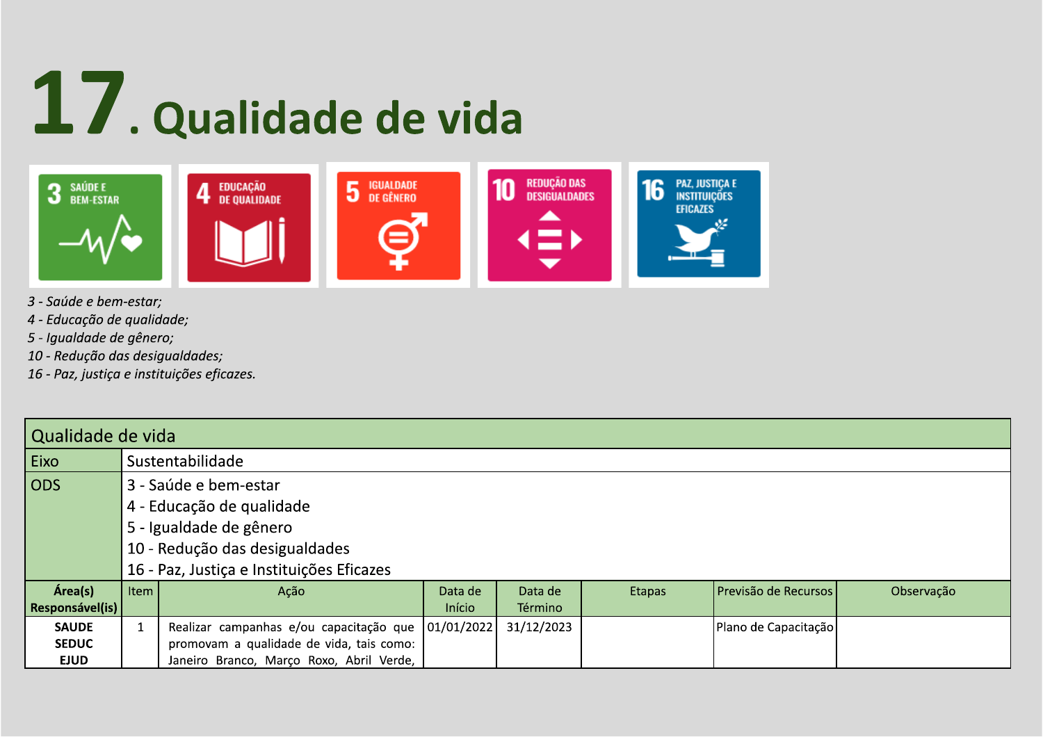# 17. Qualidade de vida

*3 - Saúde e bem-estar;*
*4 - Educação de qualidade;*
*5 - Igualdade de gênero;*
*10 - Redução das desigualdades;*
*16 - Paz, justiça e instituições eficazes.*

| Qualidade de vida | | | | | | | |
|---|---|---|---|---|---|---|---|
| Eixo | Sustentabilidade | | | | | | |
| ODS | 3 - Saúde e bem-estar<br>4 - Educação de qualidade<br>5 - Igualdade de gênero<br>10 - Redução das desigualdades<br>16 - Paz, Justiça e Instituições Eficazes | | | | | | |
| **Área(s) Responsável(is)** | Item | Ação | Data de Início | Data de Término | Etapas | Previsão de Recursos | Observação |
| **SAUDE<br>SEDUC<br>EJUD** | 1 | Realizar campanhas e/ou capacitação que promovam a qualidade de vida, tais como: Janeiro Branco, Março Roxo, Abril Verde, | 01/01/2022 | 31/12/2023 | | Plano de Capacitação | |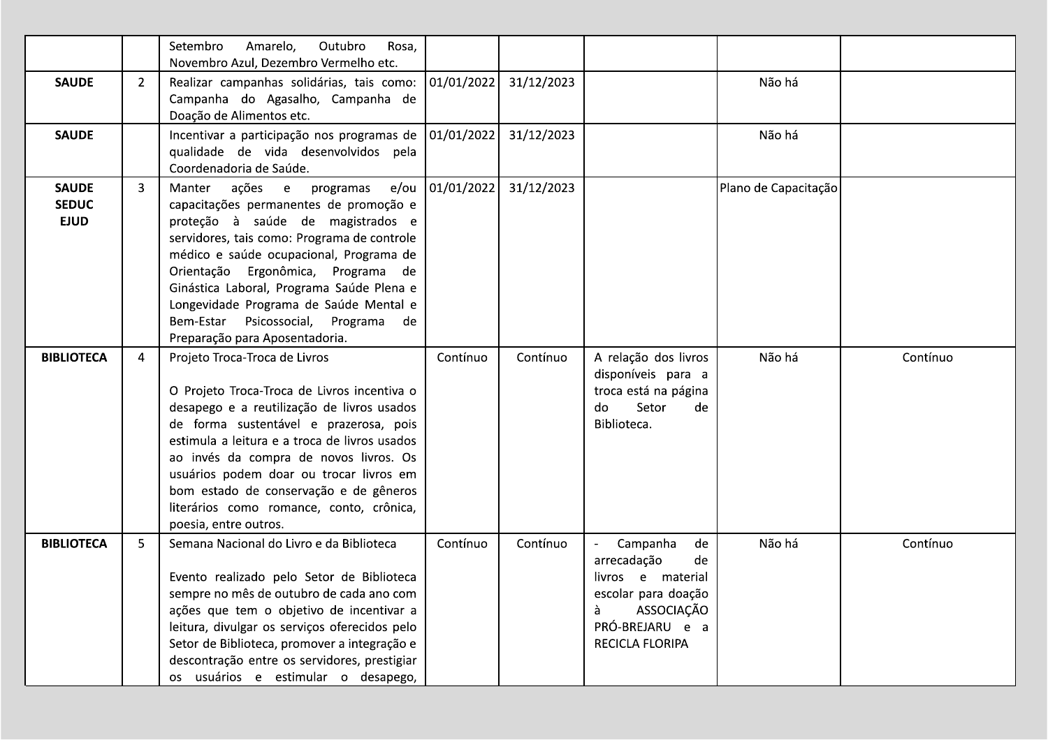| | | | | | | | |
|---|---|---|---|---|---|---|---|
| | | Setembro Amarelo, Outubro Rosa, Novembro Azul, Dezembro Vermelho etc. | | | | | |
| **SAUDE** | 2 | Realizar campanhas solidárias, tais como: Campanha do Agasalho, Campanha de Doação de Alimentos etc. | 01/01/2022 | 31/12/2023 | | Não há | |
| **SAUDE** | | Incentivar a participação nos programas de qualidade de vida desenvolvidos pela Coordenadoria de Saúde. | 01/01/2022 | 31/12/2023 | | Não há | |
| **SAUDE SEDUC EJUD** | 3 | Manter ações e programas e/ou capacitações permanentes de promoção e proteção à saúde de magistrados e servidores, tais como: Programa de controle médico e saúde ocupacional, Programa de Orientação Ergonômica, Programa de Ginástica Laboral, Programa Saúde Plena e Longevidade Programa de Saúde Mental e Bem-Estar Psicossocial, Programa de Preparação para Aposentadoria. | 01/01/2022 | 31/12/2023 | | Plano de Capacitação | |
| **BIBLIOTECA** | 4 | Projeto Troca-Troca de Livros<br><br>O Projeto Troca-Troca de Livros incentiva o desapego e a reutilização de livros usados de forma sustentável e prazerosa, pois estimula a leitura e a troca de livros usados ao invés da compra de novos livros. Os usuários podem doar ou trocar livros em bom estado de conservação e de gêneros literários como romance, conto, crônica, poesia, entre outros. | Contínuo | Contínuo | A relação dos livros disponíveis para a troca está na página do Setor de Biblioteca. | Não há | Contínuo |
| **BIBLIOTECA** | 5 | Semana Nacional do Livro e da Biblioteca<br><br>Evento realizado pelo Setor de Biblioteca sempre no mês de outubro de cada ano com ações que tem o objetivo de incentivar a leitura, divulgar os serviços oferecidos pelo Setor de Biblioteca, promover a integração e descontração entre os servidores, prestigiar os usuários e estimular o desapego, | Contínuo | Contínuo | - Campanha de arrecadação de livros e material escolar para doação à ASSOCIAÇÃO PRÓ-BREJARU e a RECICLA FLORIPA | Não há | Contínuo |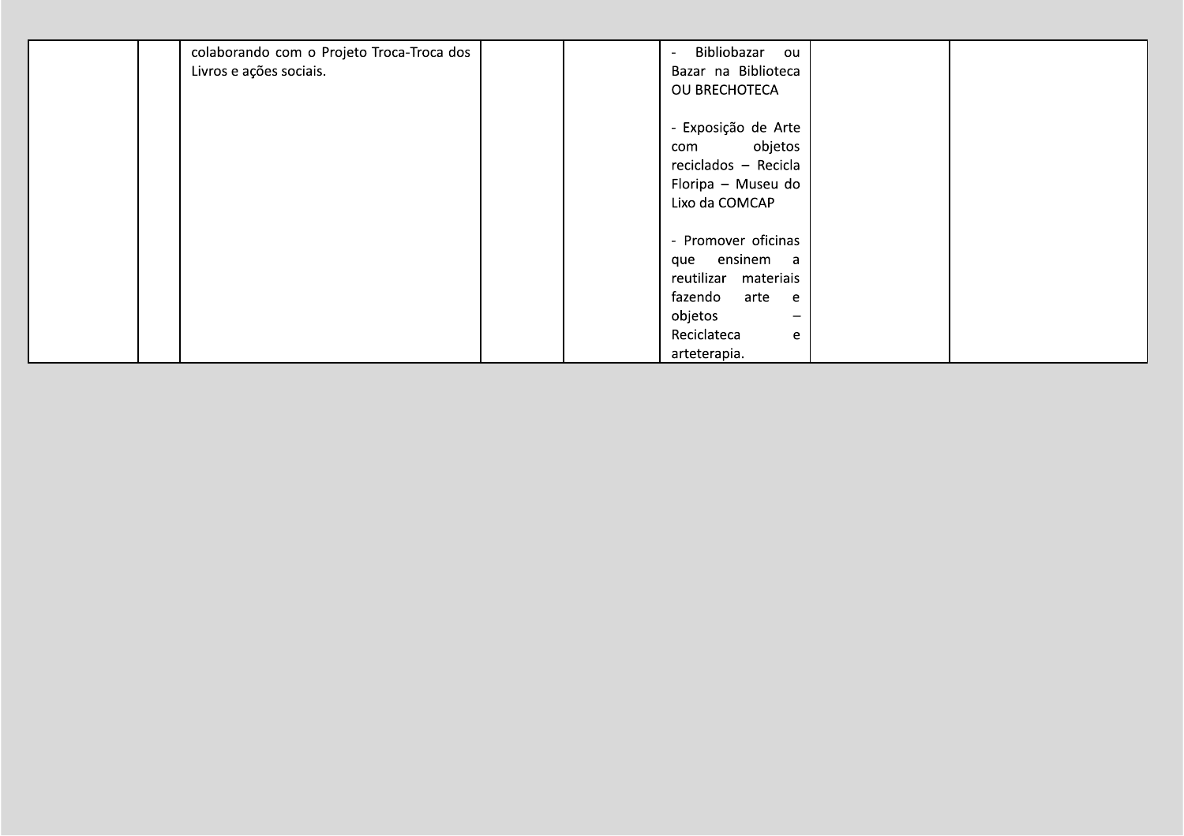| | | | | | | | |
|---|---|---|---|---|---|---|---|
| | | colaborando com o Projeto Troca-Troca dos Livros e ações sociais. | | | - Bibliobazar ou Bazar na Biblioteca OU BRECHOTECA<br><br>- Exposição de Arte com objetos reciclados – Recicla Floripa – Museu do Lixo da COMCAP<br><br>- Promover oficinas que ensinem a reutilizar materiais fazendo arte e objetos – Reciclateca e arteterapia. | | |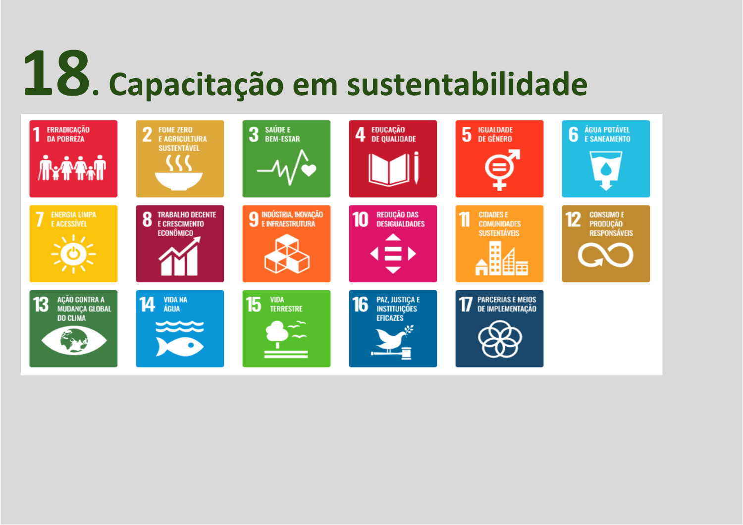# 18. Capacitação em sustentabilidade

1 ERRADICAÇÃO DA POBREZA

2 FOME ZERO E AGRICULTURA SUSTENTÁVEL

3 SAÚDE E BEM-ESTAR

4 EDUCAÇÃO DE QUALIDADE

5 IGUALDADE DE GÊNERO

6 ÁGUA POTÁVEL E SANEAMENTO

7 ENERGIA LIMPA E ACESSÍVEL

8 TRABALHO DECENTE E CRESCIMENTO ECONÔMICO

9 INDÚSTRIA, INOVAÇÃO E INFRAESTRUTURA

10 REDUÇÃO DAS DESIGUALDADES

11 CIDADES E COMUNIDADES SUSTENTÁVEIS

12 CONSUMO E PRODUÇÃO RESPONSÁVEIS

13 AÇÃO CONTRA A MUDANÇA GLOBAL DO CLIMA

14 VIDA NA ÁGUA

15 VIDA TERRESTRE

16 PAZ, JUSTIÇA E INSTITUIÇÕES EFICAZES

17 PARCERIAS E MEIOS DE IMPLEMENTAÇÃO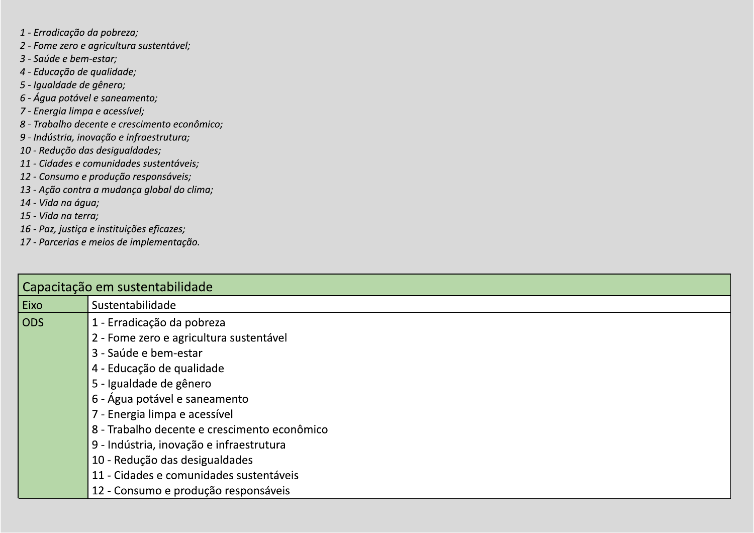*1 - Erradicação da pobreza;*
*2 - Fome zero e agricultura sustentável;*
*3 - Saúde e bem-estar;*
*4 - Educação de qualidade;*
*5 - Igualdade de gênero;*
*6 - Água potável e saneamento;*
*7 - Energia limpa e acessível;*
*8 - Trabalho decente e crescimento econômico;*
*9 - Indústria, inovação e infraestrutura;*
*10 - Redução das desigualdades;*
*11 - Cidades e comunidades sustentáveis;*
*12 - Consumo e produção responsáveis;*
*13 - Ação contra a mudança global do clima;*
*14 - Vida na água;*
*15 - Vida na terra;*
*16 - Paz, justiça e instituições eficazes;*
*17 - Parcerias e meios de implementação.*

| Capacitação em sustentabilidade | |
|---|---|
| Eixo | Sustentabilidade |
| ODS | 1 - Erradicação da pobreza<br>2 - Fome zero e agricultura sustentável<br>3 - Saúde e bem-estar<br>4 - Educação de qualidade<br>5 - Igualdade de gênero<br>6 - Água potável e saneamento<br>7 - Energia limpa e acessível<br>8 - Trabalho decente e crescimento econômico<br>9 - Indústria, inovação e infraestrutura<br>10 - Redução das desigualdades<br>11 - Cidades e comunidades sustentáveis<br>12 - Consumo e produção responsáveis |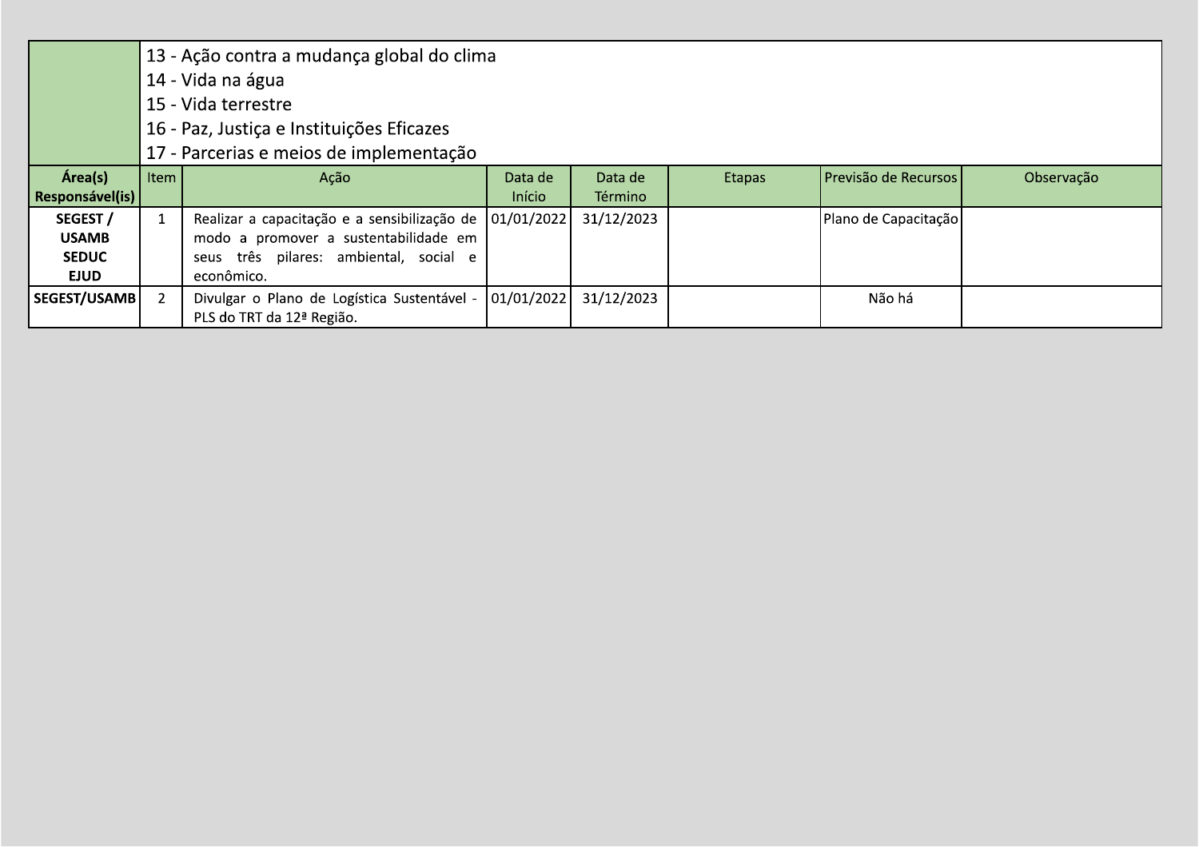| | 13 - Ação contra a mudança global do clima<br>14 - Vida na água<br>15 - Vida terrestre<br>16 - Paz, Justiça e Instituições Eficazes<br>17 - Parcerias e meios de implementação | | | | | | |
|---|---|---|---|---|---|---|---|
| **Área(s) Responsável(is)** | Item | Ação | Data de Início | Data de Término | Etapas | Previsão de Recursos | Observação |
| **SEGEST / USAMB SEDUC EJUD** | 1 | Realizar a capacitação e a sensibilização de modo a promover a sustentabilidade em seus três pilares: ambiental, social e econômico. | 01/01/2022 | 31/12/2023 | | Plano de Capacitação | |
| **SEGEST/USAMB** | 2 | Divulgar o Plano de Logística Sustentável - PLS do TRT da 12ª Região. | 01/01/2022 | 31/12/2023 | | Não há | |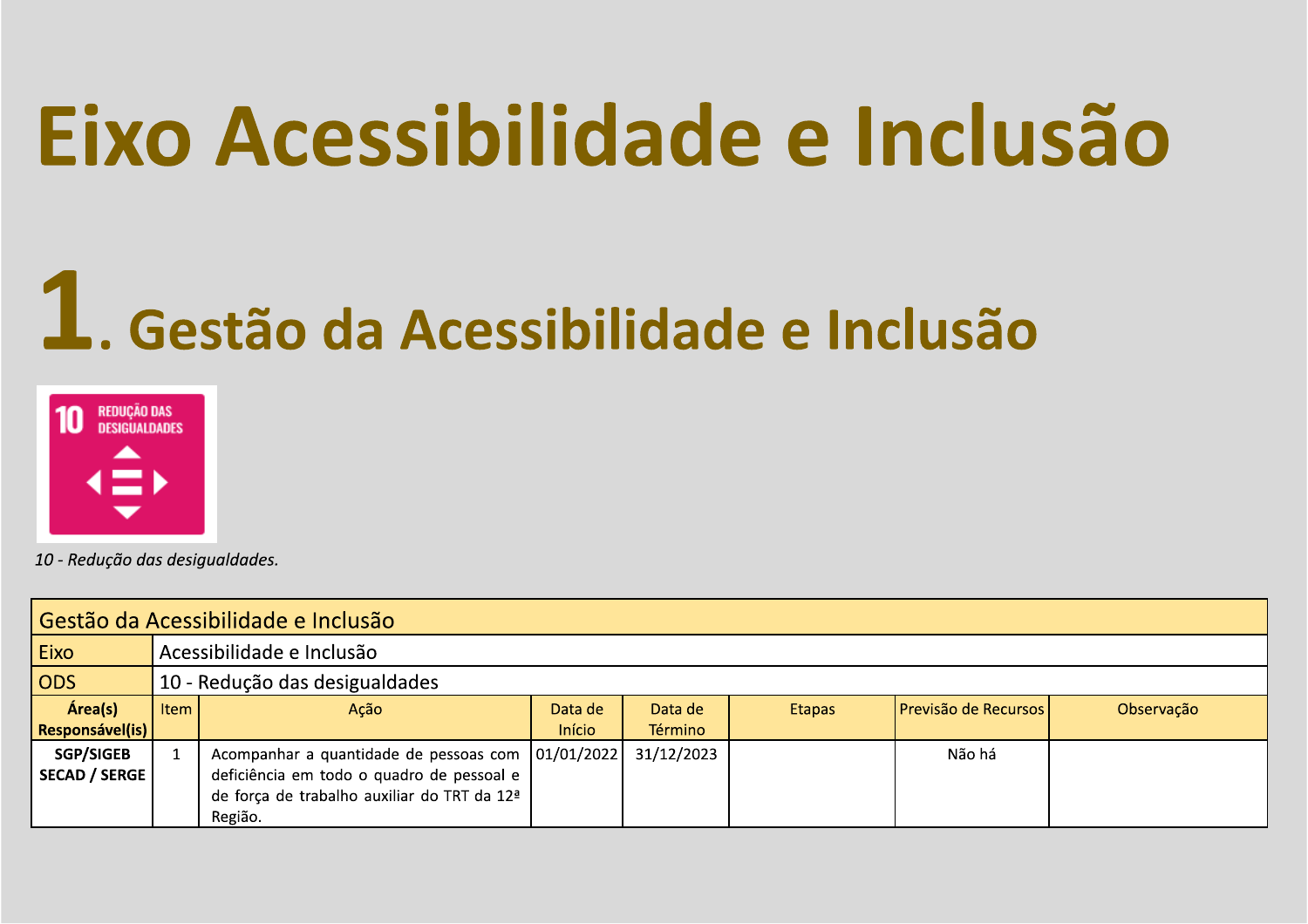# Eixo Acessibilidade e Inclusão

## 1. Gestão da Acessibilidade e Inclusão

*10 - Redução das desigualdades.*

| Gestão da Acessibilidade e Inclusão | | | | | | | |
|---|---|---|---|---|---|---|---|
| Eixo | Acessibilidade e Inclusão | | | | | | |
| ODS | 10 - Redução das desigualdades | | | | | | |
| **Área(s) Responsável(is)** | Item | Ação | Data de Início | Data de Término | Etapas | Previsão de Recursos | Observação |
| **SGP/SIGEB SECAD / SERGE** | 1 | Acompanhar a quantidade de pessoas com deficiência em todo o quadro de pessoal e de força de trabalho auxiliar do TRT da 12ª Região. | 01/01/2022 | 31/12/2023 | | Não há | |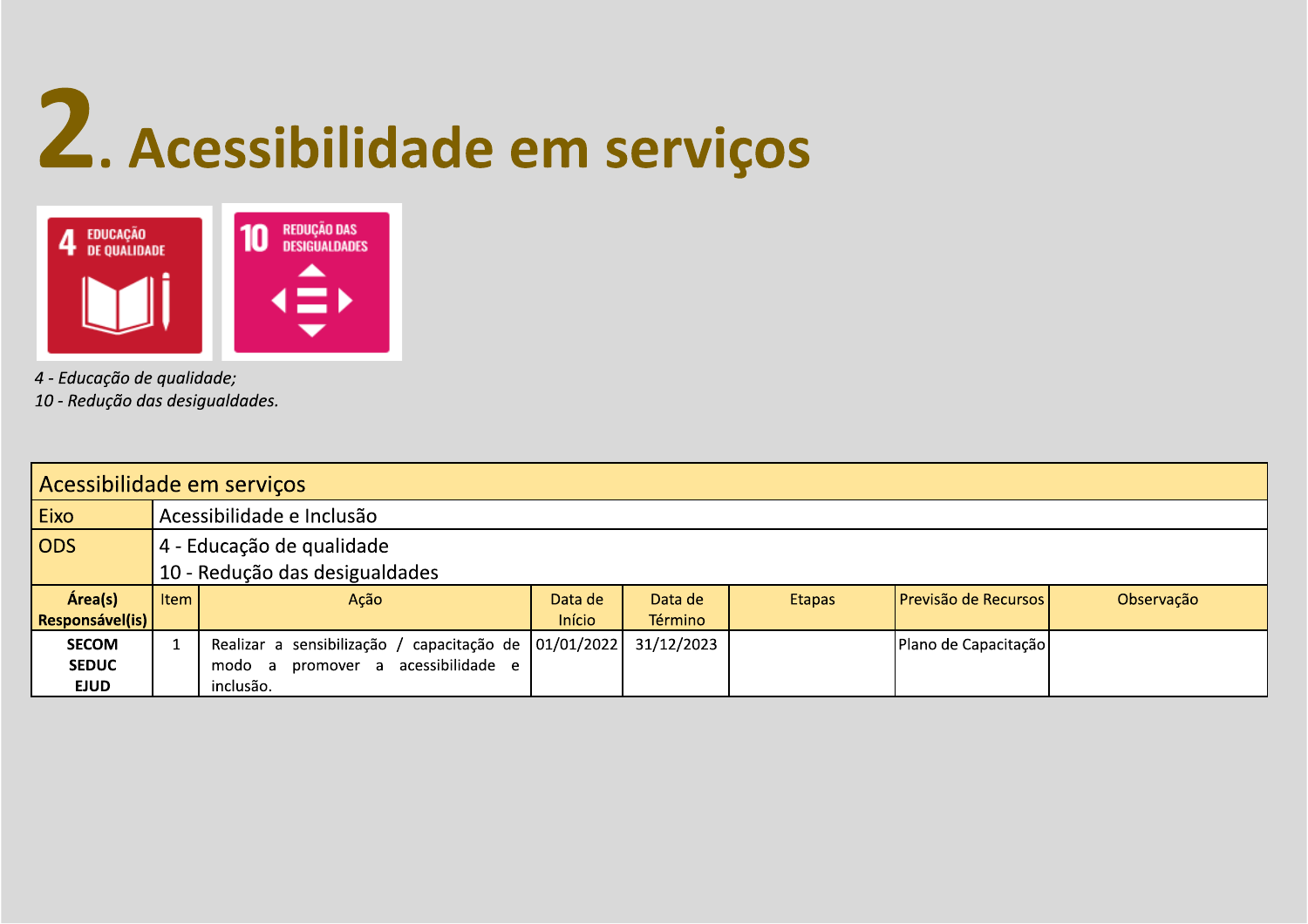# 2. Acessibilidade em serviços

*4 - Educação de qualidade;*
*10 - Redução das desigualdades.*

| Acessibilidade em serviços | | | | | | | | |
|---|---|---|---|---|---|---|---|---|
| Eixo | Acessibilidade e Inclusão | | | | | | | |
| ODS | 4 - Educação de qualidade<br>10 - Redução das desigualdades | | | | | | | |
| **Área(s) Responsável(is)** | Item | Ação | Data de Início | Data de Término | Etapas | Previsão de Recursos | Observação | |
| **SECOM**<br>**SEDUC**<br>**EJUD** | 1 | Realizar a sensibilização / capacitação de modo a promover a acessibilidade e inclusão. | 01/01/2022 | 31/12/2023 | | Plano de Capacitação | | |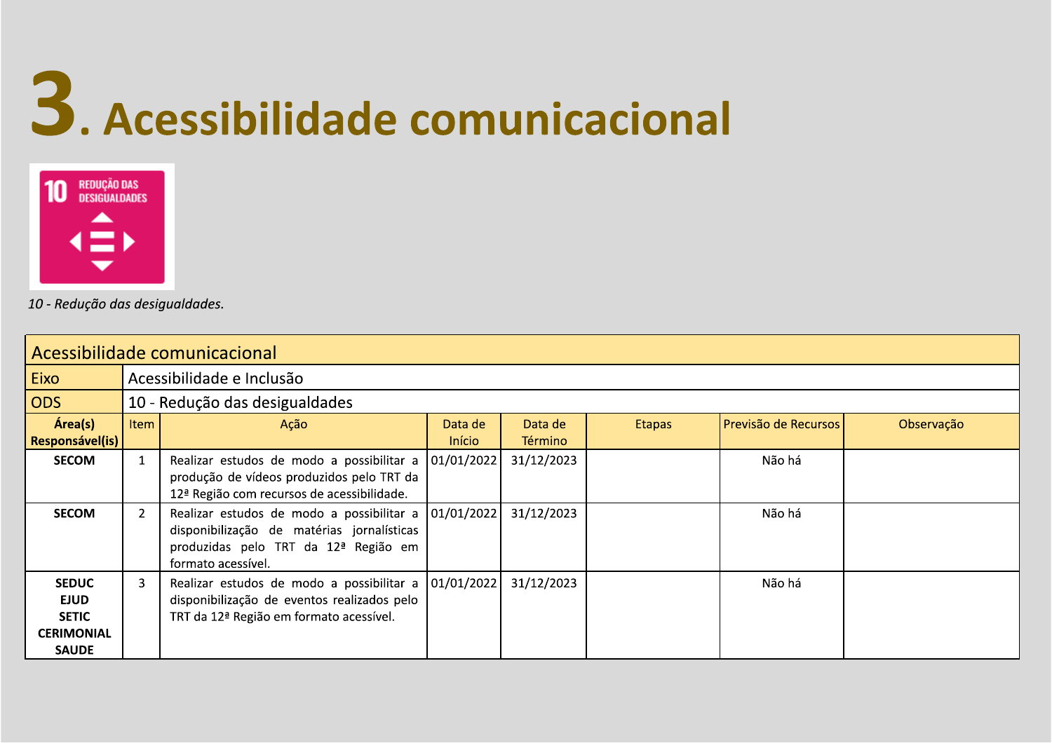# 3. Acessibilidade comunicacional

*10 - Redução das desigualdades.*

| Acessibilidade comunicacional | | | | | | | |
|---|---|---|---|---|---|---|---|
| Eixo | Acessibilidade e Inclusão | | | | | | |
| ODS | 10 - Redução das desigualdades | | | | | | |
| **Área(s) Responsável(is)** | Item | Ação | Data de Início | Data de Término | Etapas | Previsão de Recursos | Observação |
| **SECOM** | 1 | Realizar estudos de modo a possibilitar a produção de vídeos produzidos pelo TRT da 12ª Região com recursos de acessibilidade. | 01/01/2022 | 31/12/2023 | | Não há | |
| **SECOM** | 2 | Realizar estudos de modo a possibilitar a disponibilização de matérias jornalísticas produzidas pelo TRT da 12ª Região em formato acessível. | 01/01/2022 | 31/12/2023 | | Não há | |
| **SEDUC EJUD SETIC CERIMONIAL SAUDE** | 3 | Realizar estudos de modo a possibilitar a disponibilização de eventos realizados pelo TRT da 12ª Região em formato acessível. | 01/01/2022 | 31/12/2023 | | Não há | |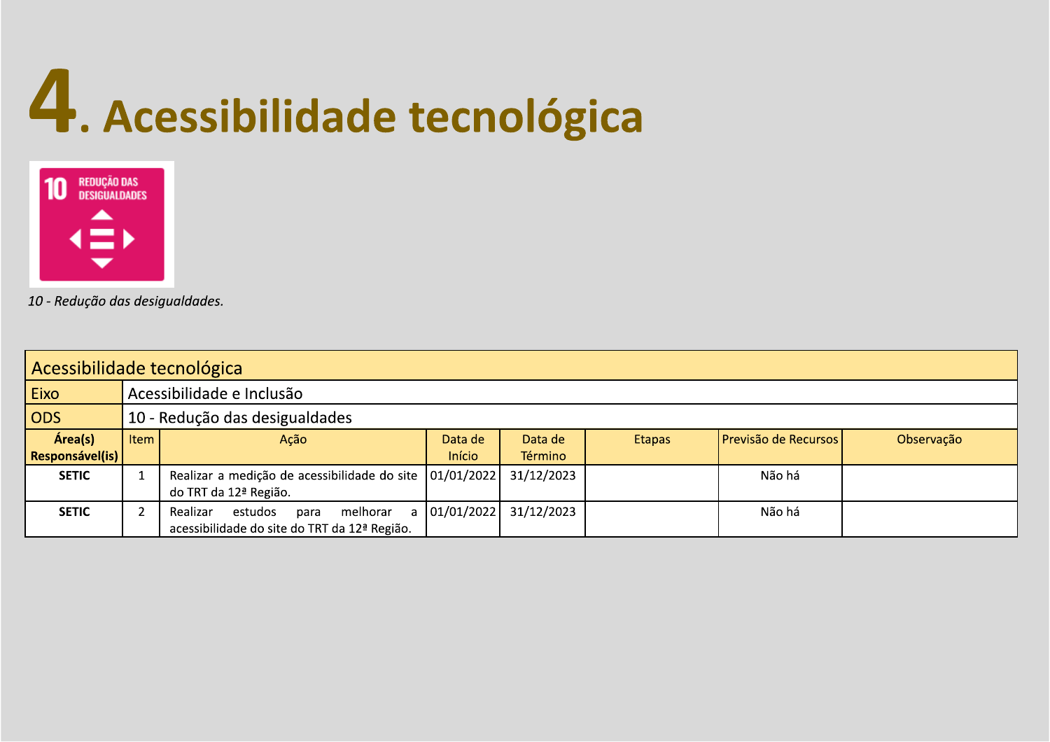# 4. Acessibilidade tecnológica

*10 - Redução das desigualdades.*

| Acessibilidade tecnológica | | | | | | | |
|---|---|---|---|---|---|---|---|
| Eixo | Acessibilidade e Inclusão | | | | | | |
| ODS | 10 - Redução das desigualdades | | | | | | |
| **Área(s) Responsável(is)** | Item | Ação | Data de Início | Data de Término | Etapas | Previsão de Recursos | Observação |
| **SETIC** | 1 | Realizar a medição de acessibilidade do site do TRT da 12ª Região. | 01/01/2022 | 31/12/2023 | | Não há | |
| **SETIC** | 2 | Realizar estudos para melhorar a acessibilidade do site do TRT da 12ª Região. | 01/01/2022 | 31/12/2023 | | Não há | |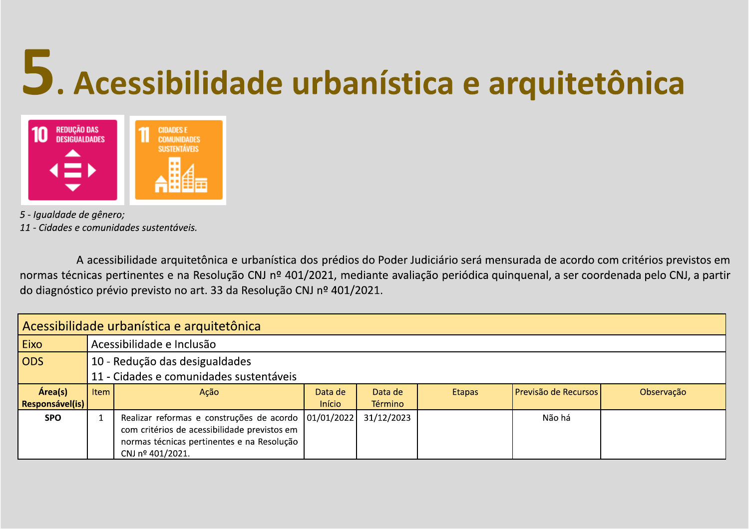# 5. Acessibilidade urbanística e arquitetônica

*5 - Igualdade de gênero;*
*11 - Cidades e comunidades sustentáveis.*

A acessibilidade arquitetônica e urbanística dos prédios do Poder Judiciário será mensurada de acordo com critérios previstos em normas técnicas pertinentes e na Resolução CNJ nº 401/2021, mediante avaliação periódica quinquenal, a ser coordenada pelo CNJ, a partir do diagnóstico prévio previsto no art. 33 da Resolução CNJ nº 401/2021.

| Acessibilidade urbanística e arquitetônica | | | | | | | |
|---|---|---|---|---|---|---|---|
| Eixo | Acessibilidade e Inclusão | | | | | | |
| ODS | 10 - Redução das desigualdades<br>11 - Cidades e comunidades sustentáveis | | | | | | |
| **Área(s) Responsável(is)** | Item | Ação | Data de Início | Data de Término | Etapas | Previsão de Recursos | Observação |
| **SPO** | 1 | Realizar reformas e construções de acordo com critérios de acessibilidade previstos em normas técnicas pertinentes e na Resolução CNJ nº 401/2021. | 01/01/2022 | 31/12/2023 | | Não há | |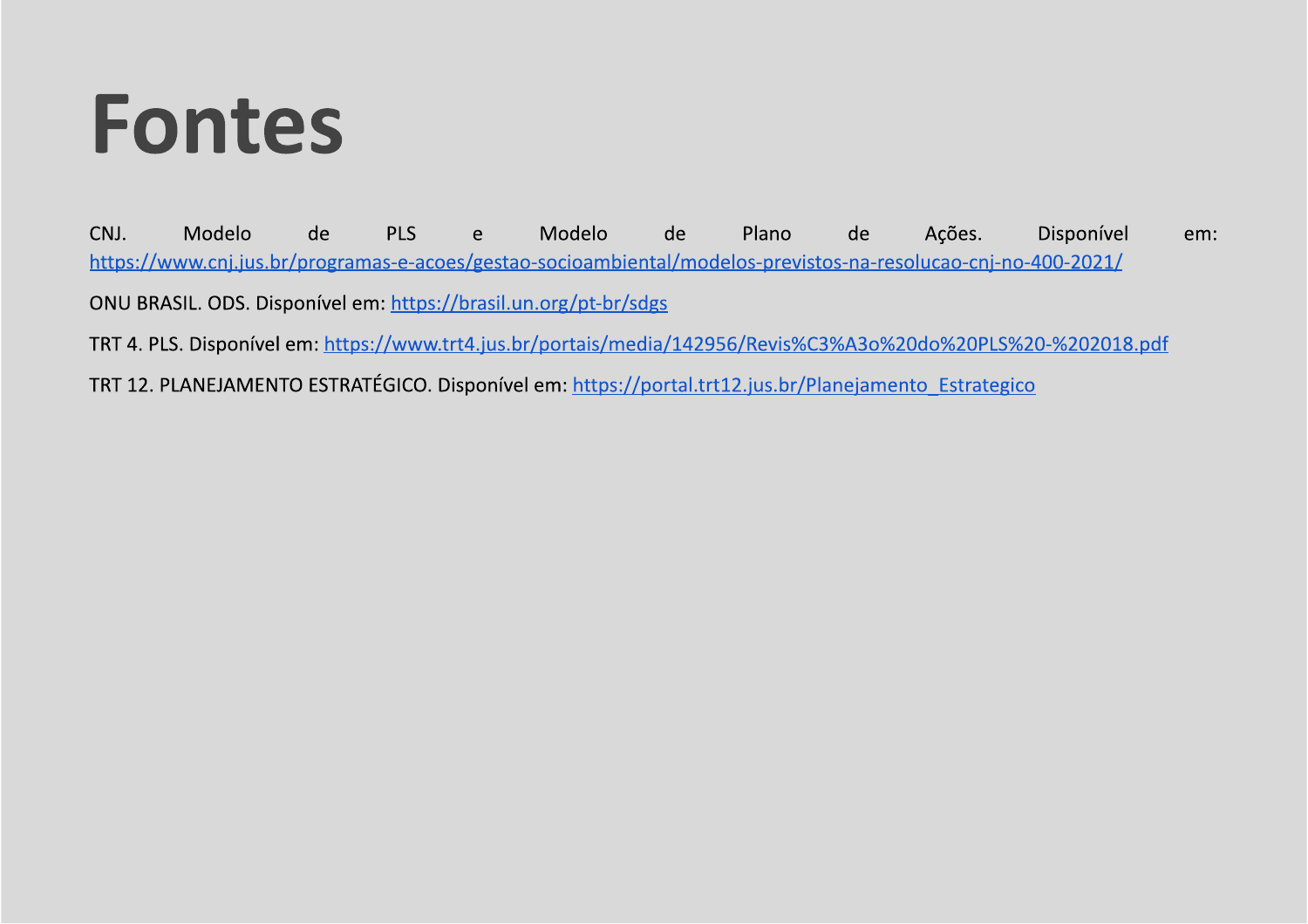# Fontes

CNJ. Modelo de PLS e Modelo de Plano de Ações. Disponível em: https://www.cnj.jus.br/programas-e-acoes/gestao-socioambiental/modelos-previstos-na-resolucao-cnj-no-400-2021/

ONU BRASIL. ODS. Disponível em: https://brasil.un.org/pt-br/sdgs

TRT 4. PLS. Disponível em: https://www.trt4.jus.br/portais/media/142956/Revis%C3%A3o%20do%20PLS%20-%202018.pdf

TRT 12. PLANEJAMENTO ESTRATÉGICO. Disponível em: https://portal.trt12.jus.br/Planejamento_Estrategico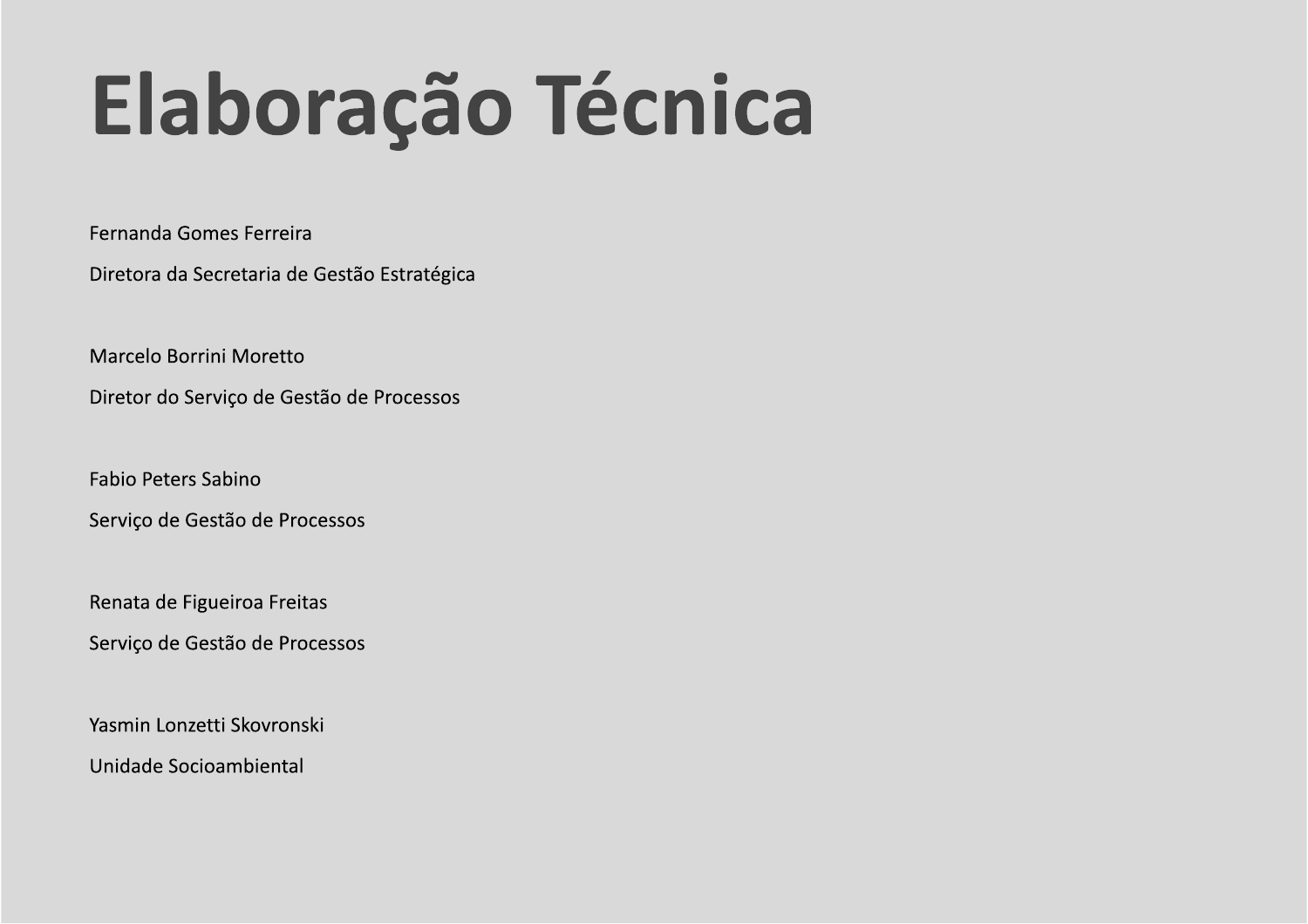# Elaboração Técnica

Fernanda Gomes Ferreira

Diretora da Secretaria de Gestão Estratégica

Marcelo Borrini Moretto

Diretor do Serviço de Gestão de Processos

Fabio Peters Sabino

Serviço de Gestão de Processos

Renata de Figueiroa Freitas

Serviço de Gestão de Processos

Yasmin Lonzetti Skovronski

Unidade Socioambiental